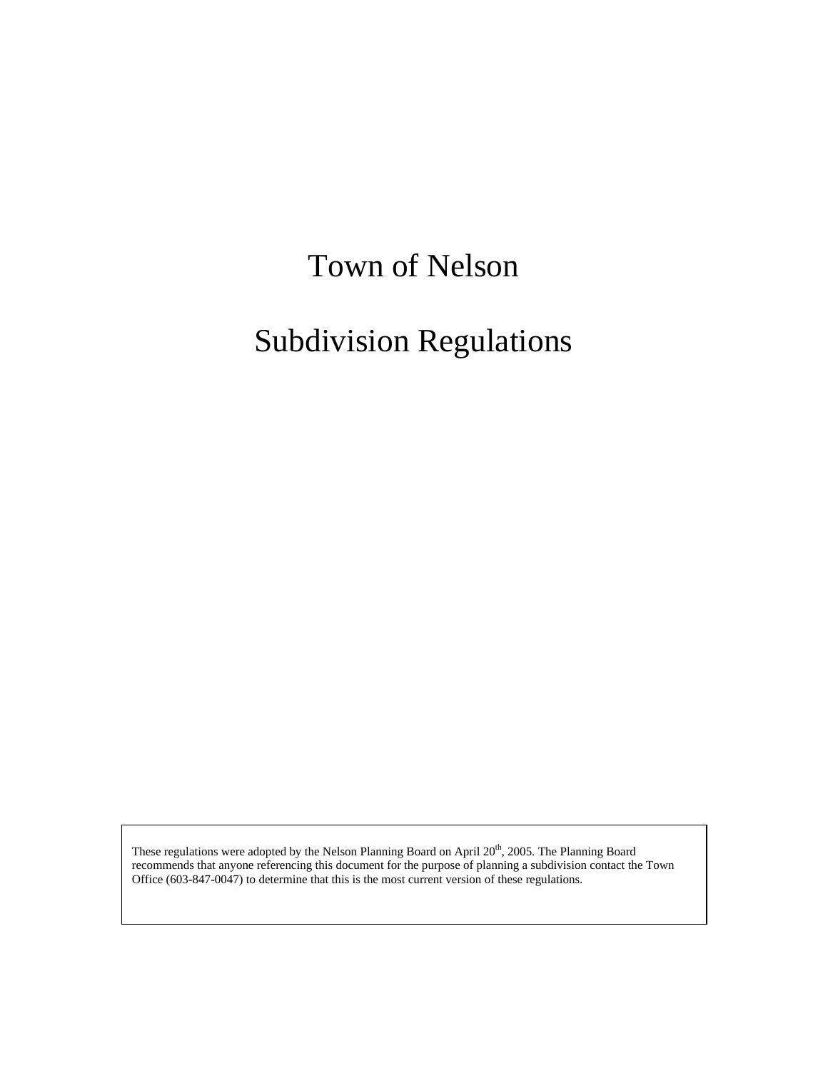# Town of Nelson

# Subdivision Regulations

These regulations were adopted by the Nelson Planning Board on April 20th, 2005. The Planning Board recommends that anyone referencing this document for the purpose of planning a subdivision contact the Town Office (603-847-0047) to determine that this is the most current version of these regulations.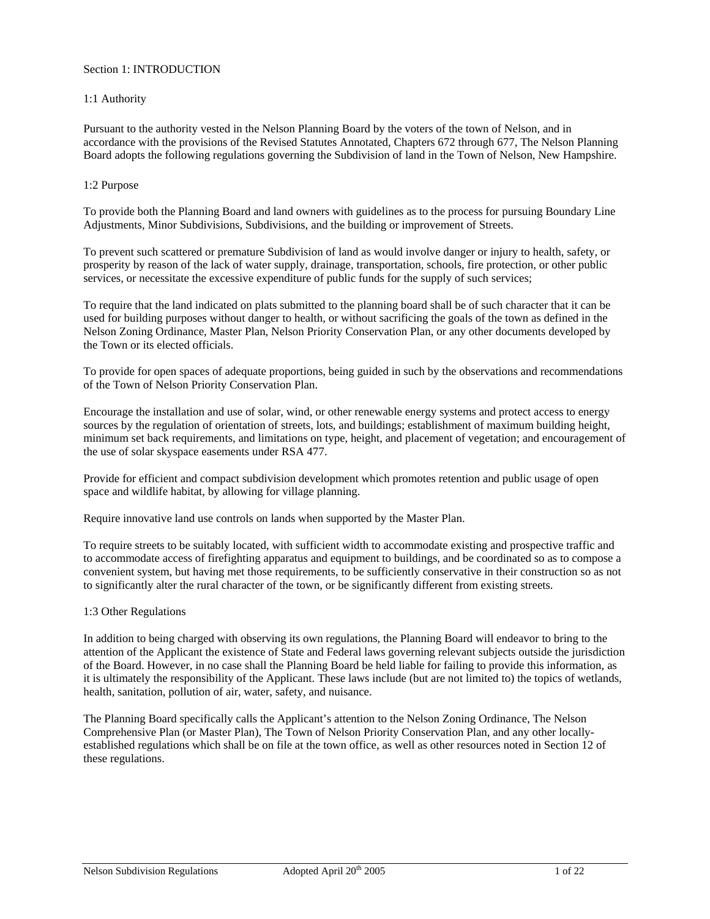# Section 1: INTRODUCTION

## 1:1 Authority

Pursuant to the authority vested in the Nelson Planning Board by the voters of the town of Nelson, and in accordance with the provisions of the Revised Statutes Annotated, Chapters 672 through 677, The Nelson Planning Board adopts the following regulations governing the Subdivision of land in the Town of Nelson, New Hampshire.

## 1:2 Purpose

To provide both the Planning Board and land owners with guidelines as to the process for pursuing Boundary Line Adjustments, Minor Subdivisions, Subdivisions, and the building or improvement of Streets.

To prevent such scattered or premature Subdivision of land as would involve danger or injury to health, safety, or prosperity by reason of the lack of water supply, drainage, transportation, schools, fire protection, or other public services, or necessitate the excessive expenditure of public funds for the supply of such services;

To require that the land indicated on plats submitted to the planning board shall be of such character that it can be used for building purposes without danger to health, or without sacrificing the goals of the town as defined in the Nelson Zoning Ordinance, Master Plan, Nelson Priority Conservation Plan, or any other documents developed by the Town or its elected officials.

To provide for open spaces of adequate proportions, being guided in such by the observations and recommendations of the Town of Nelson Priority Conservation Plan.

Encourage the installation and use of solar, wind, or other renewable energy systems and protect access to energy sources by the regulation of orientation of streets, lots, and buildings; establishment of maximum building height, minimum set back requirements, and limitations on type, height, and placement of vegetation; and encouragement of the use of solar skyspace easements under RSA 477.

Provide for efficient and compact subdivision development which promotes retention and public usage of open space and wildlife habitat, by allowing for village planning.

Require innovative land use controls on lands when supported by the Master Plan.

To require streets to be suitably located, with sufficient width to accommodate existing and prospective traffic and to accommodate access of firefighting apparatus and equipment to buildings, and be coordinated so as to compose a convenient system, but having met those requirements, to be sufficiently conservative in their construction so as not to significantly alter the rural character of the town, or be significantly different from existing streets.

## 1:3 Other Regulations

In addition to being charged with observing its own regulations, the Planning Board will endeavor to bring to the attention of the Applicant the existence of State and Federal laws governing relevant subjects outside the jurisdiction of the Board. However, in no case shall the Planning Board be held liable for failing to provide this information, as it is ultimately the responsibility of the Applicant. These laws include (but are not limited to) the topics of wetlands, health, sanitation, pollution of air, water, safety, and nuisance.

The Planning Board specifically calls the Applicant's attention to the Nelson Zoning Ordinance, The Nelson Comprehensive Plan (or Master Plan), The Town of Nelson Priority Conservation Plan, and any other locally-established regulations which shall be on file at the town office, as well as other resources noted in Section 12 of these regulations.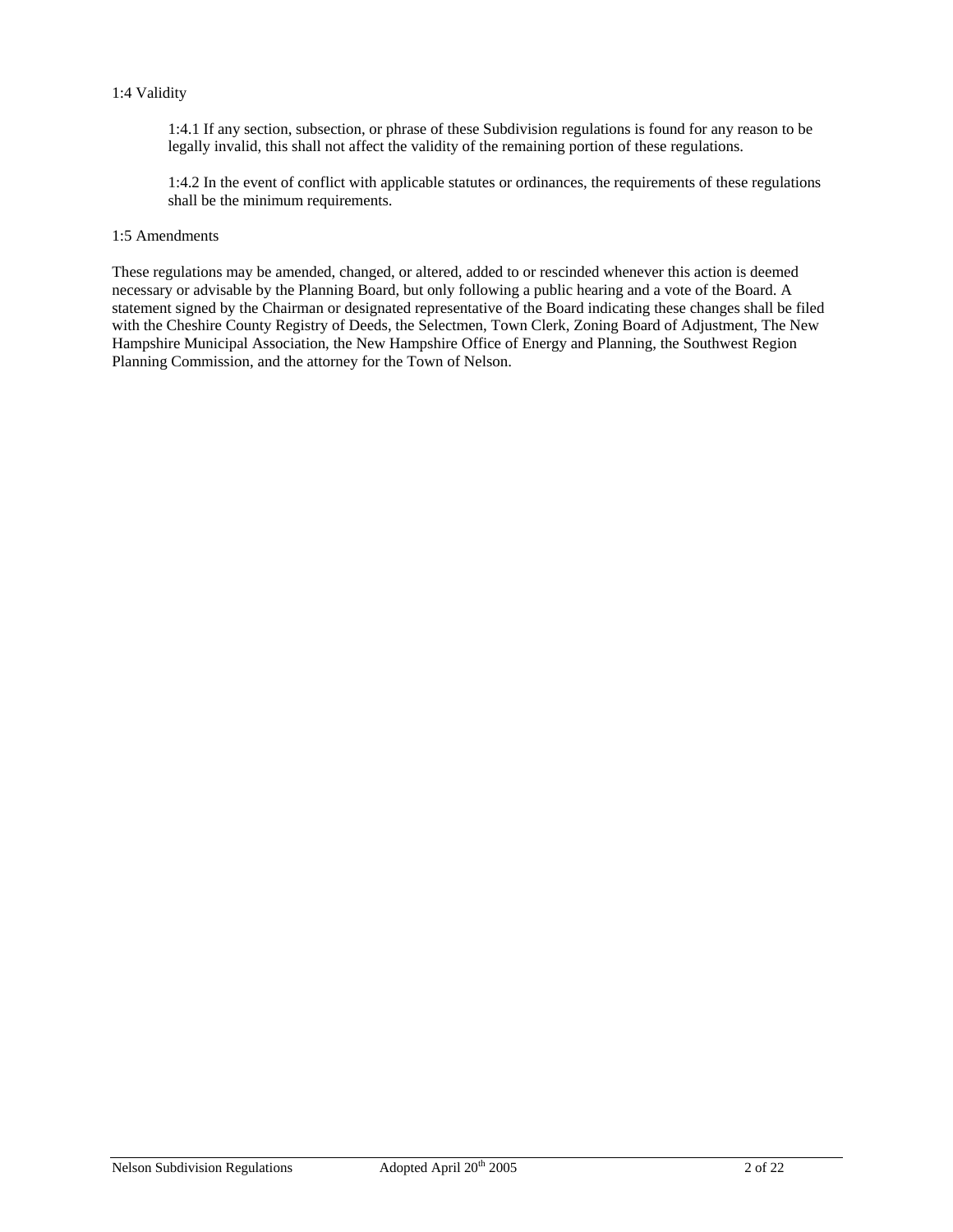1:4 Validity

1:4.1 If any section, subsection, or phrase of these Subdivision regulations is found for any reason to be legally invalid, this shall not affect the validity of the remaining portion of these regulations.

1:4.2 In the event of conflict with applicable statutes or ordinances, the requirements of these regulations shall be the minimum requirements.

1:5 Amendments

These regulations may be amended, changed, or altered, added to or rescinded whenever this action is deemed necessary or advisable by the Planning Board, but only following a public hearing and a vote of the Board. A statement signed by the Chairman or designated representative of the Board indicating these changes shall be filed with the Cheshire County Registry of Deeds, the Selectmen, Town Clerk, Zoning Board of Adjustment, The New Hampshire Municipal Association, the New Hampshire Office of Energy and Planning, the Southwest Region Planning Commission, and the attorney for the Town of Nelson.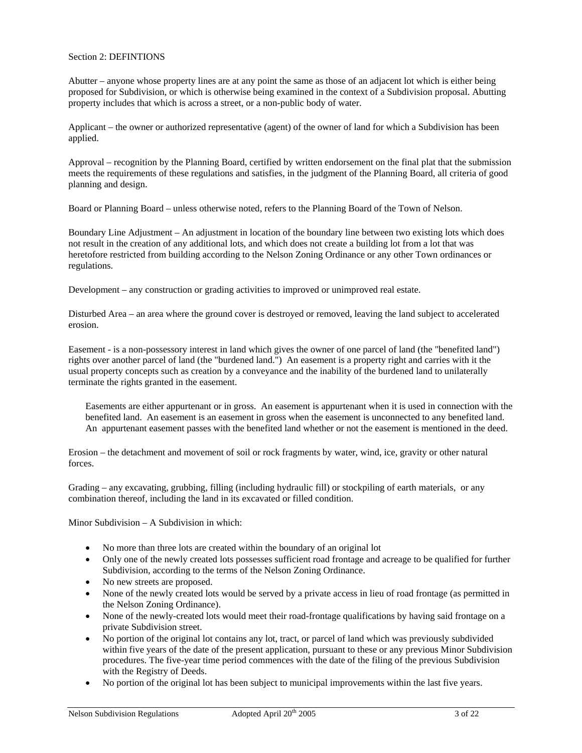## Section 2: DEFINTIONS

Abutter – anyone whose property lines are at any point the same as those of an adjacent lot which is either being proposed for Subdivision, or which is otherwise being examined in the context of a Subdivision proposal. Abutting property includes that which is across a street, or a non-public body of water.

Applicant – the owner or authorized representative (agent) of the owner of land for which a Subdivision has been applied.

Approval – recognition by the Planning Board, certified by written endorsement on the final plat that the submission meets the requirements of these regulations and satisfies, in the judgment of the Planning Board, all criteria of good planning and design.

Board or Planning Board – unless otherwise noted, refers to the Planning Board of the Town of Nelson.

Boundary Line Adjustment – An adjustment in location of the boundary line between two existing lots which does not result in the creation of any additional lots, and which does not create a building lot from a lot that was heretofore restricted from building according to the Nelson Zoning Ordinance or any other Town ordinances or regulations.

Development – any construction or grading activities to improved or unimproved real estate.

Disturbed Area – an area where the ground cover is destroyed or removed, leaving the land subject to accelerated erosion.

Easement - is a non-possessory interest in land which gives the owner of one parcel of land (the "benefited land") rights over another parcel of land (the "burdened land.") An easement is a property right and carries with it the usual property concepts such as creation by a conveyance and the inability of the burdened land to unilaterally terminate the rights granted in the easement.

> Easements are either appurtenant or in gross. An easement is appurtenant when it is used in connection with the benefited land. An easement is an easement in gross when the easement is unconnected to any benefited land. An appurtenant easement passes with the benefited land whether or not the easement is mentioned in the deed.

Erosion – the detachment and movement of soil or rock fragments by water, wind, ice, gravity or other natural forces.

Grading – any excavating, grubbing, filling (including hydraulic fill) or stockpiling of earth materials, or any combination thereof, including the land in its excavated or filled condition.

Minor Subdivision – A Subdivision in which:

- No more than three lots are created within the boundary of an original lot
- Only one of the newly created lots possesses sufficient road frontage and acreage to be qualified for further Subdivision, according to the terms of the Nelson Zoning Ordinance.
- No new streets are proposed.
- None of the newly created lots would be served by a private access in lieu of road frontage (as permitted in the Nelson Zoning Ordinance).
- None of the newly-created lots would meet their road-frontage qualifications by having said frontage on a private Subdivision street.
- No portion of the original lot contains any lot, tract, or parcel of land which was previously subdivided within five years of the date of the present application, pursuant to these or any previous Minor Subdivision procedures. The five-year time period commences with the date of the filing of the previous Subdivision with the Registry of Deeds.
- No portion of the original lot has been subject to municipal improvements within the last five years.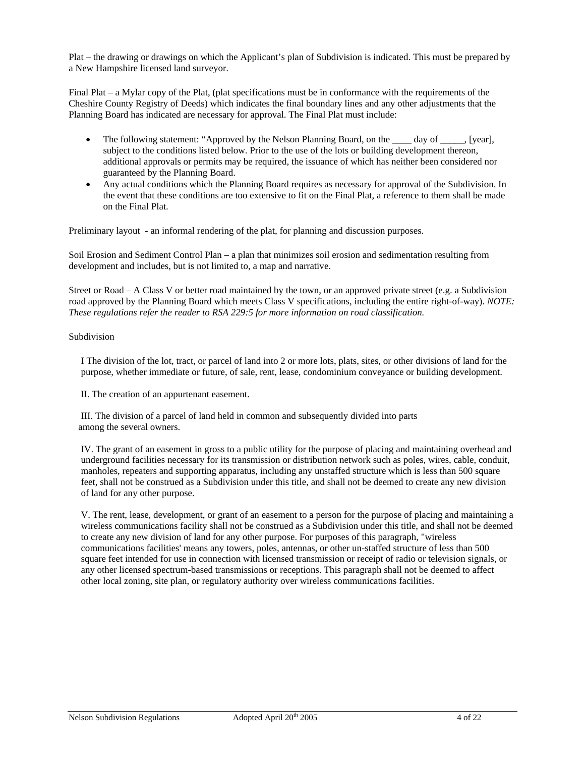Plat – the drawing or drawings on which the Applicant's plan of Subdivision is indicated. This must be prepared by a New Hampshire licensed land surveyor.

Final Plat – a Mylar copy of the Plat, (plat specifications must be in conformance with the requirements of the Cheshire County Registry of Deeds) which indicates the final boundary lines and any other adjustments that the Planning Board has indicated are necessary for approval. The Final Plat must include:

- The following statement: "Approved by the Nelson Planning Board, on the ____ day of _____, [year], subject to the conditions listed below. Prior to the use of the lots or building development thereon, additional approvals or permits may be required, the issuance of which has neither been considered nor guaranteed by the Planning Board.
- Any actual conditions which the Planning Board requires as necessary for approval of the Subdivision. In the event that these conditions are too extensive to fit on the Final Plat, a reference to them shall be made on the Final Plat.

Preliminary layout - an informal rendering of the plat, for planning and discussion purposes.

Soil Erosion and Sediment Control Plan – a plan that minimizes soil erosion and sedimentation resulting from development and includes, but is not limited to, a map and narrative.

Street or Road – A Class V or better road maintained by the town, or an approved private street (e.g. a Subdivision road approved by the Planning Board which meets Class V specifications, including the entire right-of-way). *NOTE: These regulations refer the reader to RSA 229:5 for more information on road classification.*

Subdivision

I The division of the lot, tract, or parcel of land into 2 or more lots, plats, sites, or other divisions of land for the purpose, whether immediate or future, of sale, rent, lease, condominium conveyance or building development.

II. The creation of an appurtenant easement.

III. The division of a parcel of land held in common and subsequently divided into parts among the several owners.

IV. The grant of an easement in gross to a public utility for the purpose of placing and maintaining overhead and underground facilities necessary for its transmission or distribution network such as poles, wires, cable, conduit, manholes, repeaters and supporting apparatus, including any unstaffed structure which is less than 500 square feet, shall not be construed as a Subdivision under this title, and shall not be deemed to create any new division of land for any other purpose.

V. The rent, lease, development, or grant of an easement to a person for the purpose of placing and maintaining a wireless communications facility shall not be construed as a Subdivision under this title, and shall not be deemed to create any new division of land for any other purpose. For purposes of this paragraph, "wireless communications facilities' means any towers, poles, antennas, or other un-staffed structure of less than 500 square feet intended for use in connection with licensed transmission or receipt of radio or television signals, or any other licensed spectrum-based transmissions or receptions. This paragraph shall not be deemed to affect other local zoning, site plan, or regulatory authority over wireless communications facilities.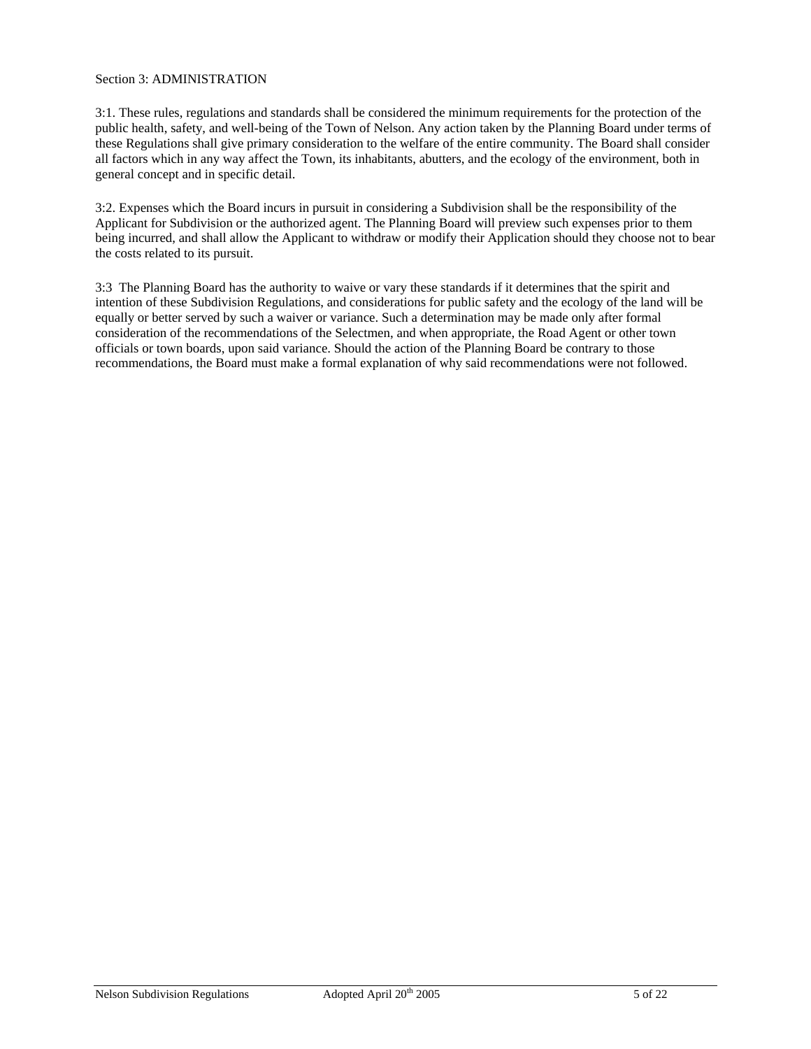## Section 3: ADMINISTRATION

3:1. These rules, regulations and standards shall be considered the minimum requirements for the protection of the public health, safety, and well-being of the Town of Nelson. Any action taken by the Planning Board under terms of these Regulations shall give primary consideration to the welfare of the entire community. The Board shall consider all factors which in any way affect the Town, its inhabitants, abutters, and the ecology of the environment, both in general concept and in specific detail.

3:2. Expenses which the Board incurs in pursuit in considering a Subdivision shall be the responsibility of the Applicant for Subdivision or the authorized agent. The Planning Board will preview such expenses prior to them being incurred, and shall allow the Applicant to withdraw or modify their Application should they choose not to bear the costs related to its pursuit.

3:3 The Planning Board has the authority to waive or vary these standards if it determines that the spirit and intention of these Subdivision Regulations, and considerations for public safety and the ecology of the land will be equally or better served by such a waiver or variance. Such a determination may be made only after formal consideration of the recommendations of the Selectmen, and when appropriate, the Road Agent or other town officials or town boards, upon said variance. Should the action of the Planning Board be contrary to those recommendations, the Board must make a formal explanation of why said recommendations were not followed.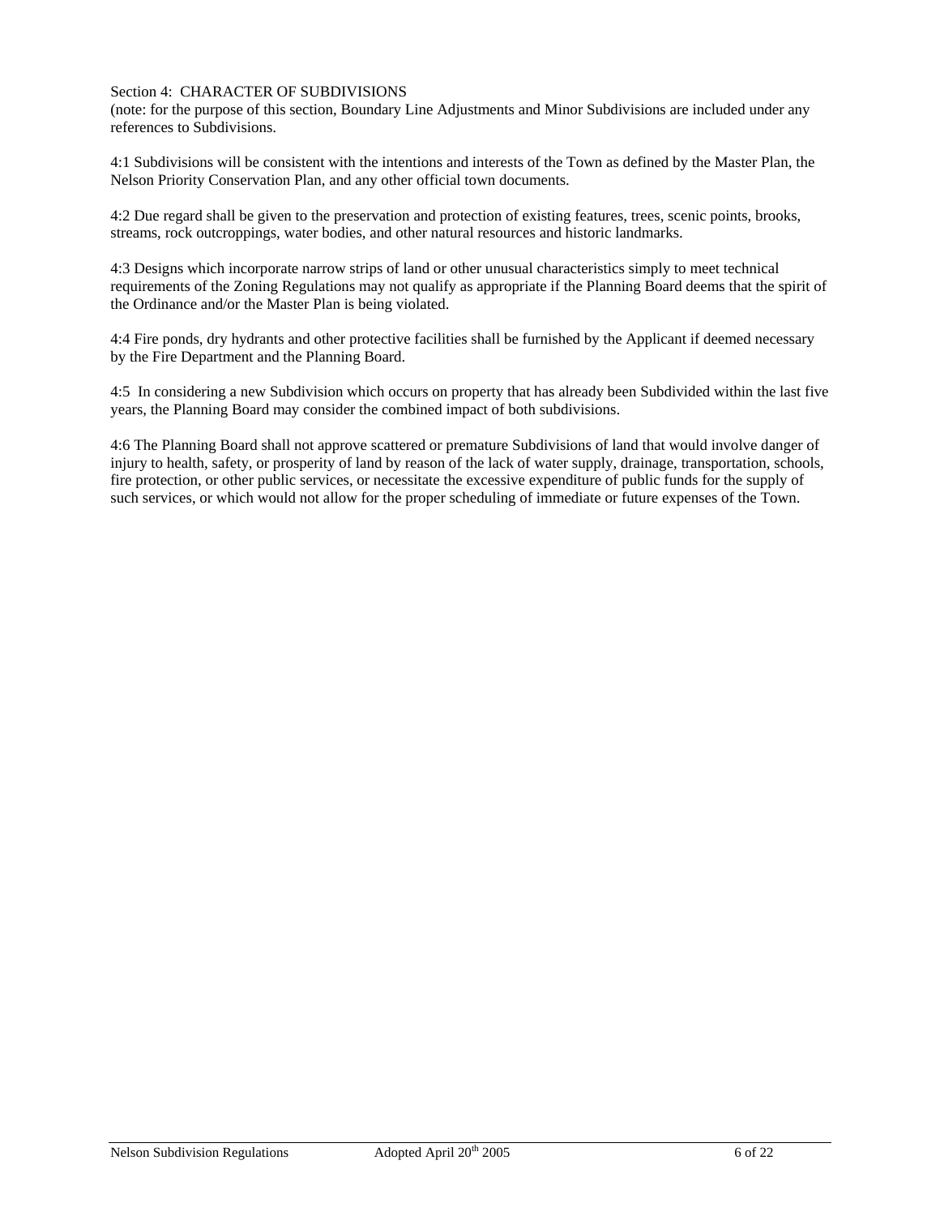## Section 4: CHARACTER OF SUBDIVISIONS

(note: for the purpose of this section, Boundary Line Adjustments and Minor Subdivisions are included under any references to Subdivisions.

4:1 Subdivisions will be consistent with the intentions and interests of the Town as defined by the Master Plan, the Nelson Priority Conservation Plan, and any other official town documents.

4:2 Due regard shall be given to the preservation and protection of existing features, trees, scenic points, brooks, streams, rock outcroppings, water bodies, and other natural resources and historic landmarks.

4:3 Designs which incorporate narrow strips of land or other unusual characteristics simply to meet technical requirements of the Zoning Regulations may not qualify as appropriate if the Planning Board deems that the spirit of the Ordinance and/or the Master Plan is being violated.

4:4 Fire ponds, dry hydrants and other protective facilities shall be furnished by the Applicant if deemed necessary by the Fire Department and the Planning Board.

4:5 In considering a new Subdivision which occurs on property that has already been Subdivided within the last five years, the Planning Board may consider the combined impact of both subdivisions.

4:6 The Planning Board shall not approve scattered or premature Subdivisions of land that would involve danger of injury to health, safety, or prosperity of land by reason of the lack of water supply, drainage, transportation, schools, fire protection, or other public services, or necessitate the excessive expenditure of public funds for the supply of such services, or which would not allow for the proper scheduling of immediate or future expenses of the Town.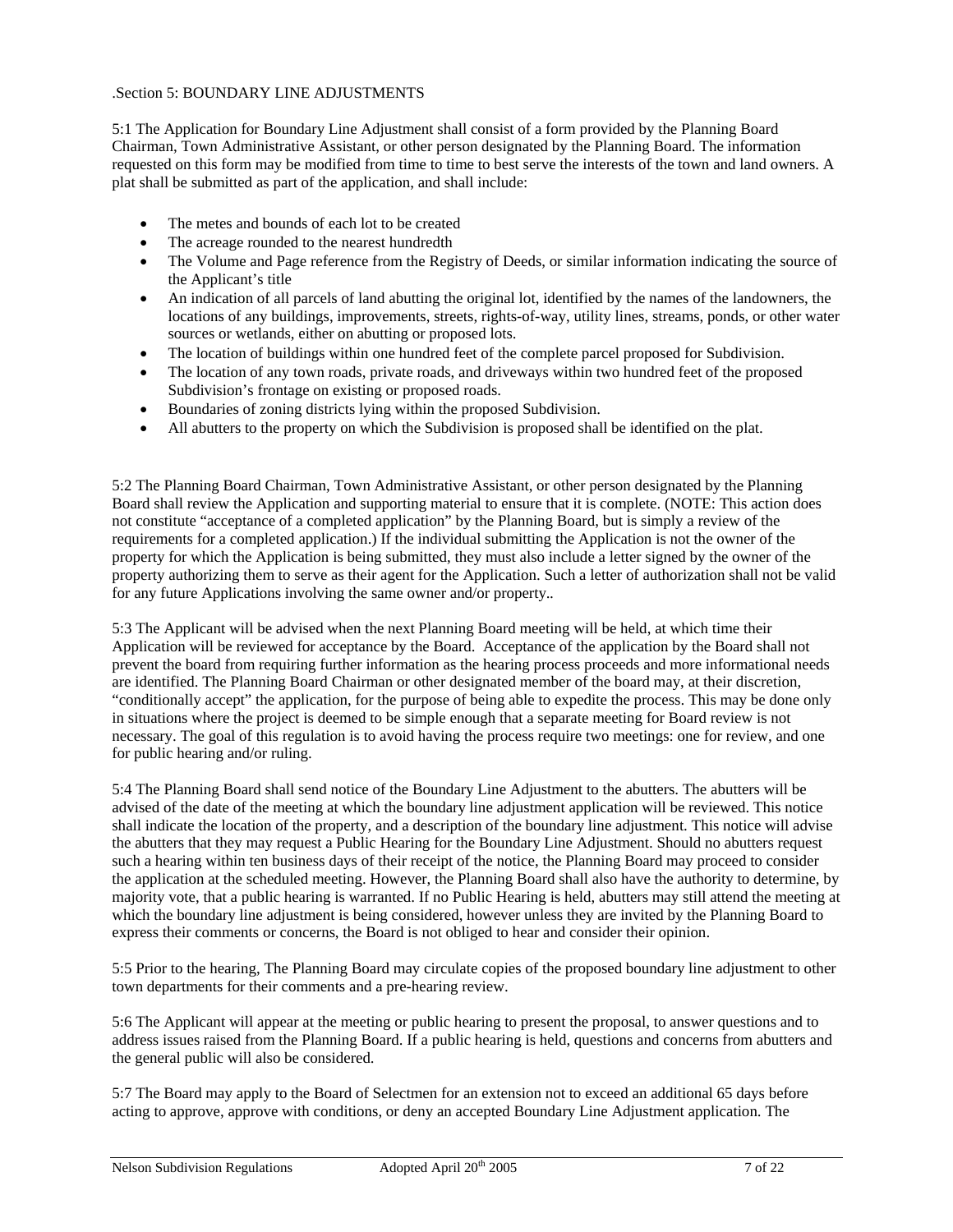.Section 5: BOUNDARY LINE ADJUSTMENTS

5:1 The Application for Boundary Line Adjustment shall consist of a form provided by the Planning Board Chairman, Town Administrative Assistant, or other person designated by the Planning Board. The information requested on this form may be modified from time to time to best serve the interests of the town and land owners. A plat shall be submitted as part of the application, and shall include:

- The metes and bounds of each lot to be created
- The acreage rounded to the nearest hundredth
- The Volume and Page reference from the Registry of Deeds, or similar information indicating the source of the Applicant's title
- An indication of all parcels of land abutting the original lot, identified by the names of the landowners, the locations of any buildings, improvements, streets, rights-of-way, utility lines, streams, ponds, or other water sources or wetlands, either on abutting or proposed lots.
- The location of buildings within one hundred feet of the complete parcel proposed for Subdivision.
- The location of any town roads, private roads, and driveways within two hundred feet of the proposed Subdivision's frontage on existing or proposed roads.
- Boundaries of zoning districts lying within the proposed Subdivision.
- All abutters to the property on which the Subdivision is proposed shall be identified on the plat.

5:2 The Planning Board Chairman, Town Administrative Assistant, or other person designated by the Planning Board shall review the Application and supporting material to ensure that it is complete. (NOTE: This action does not constitute "acceptance of a completed application" by the Planning Board, but is simply a review of the requirements for a completed application.) If the individual submitting the Application is not the owner of the property for which the Application is being submitted, they must also include a letter signed by the owner of the property authorizing them to serve as their agent for the Application. Such a letter of authorization shall not be valid for any future Applications involving the same owner and/or property..

5:3 The Applicant will be advised when the next Planning Board meeting will be held, at which time their Application will be reviewed for acceptance by the Board. Acceptance of the application by the Board shall not prevent the board from requiring further information as the hearing process proceeds and more informational needs are identified. The Planning Board Chairman or other designated member of the board may, at their discretion, "conditionally accept" the application, for the purpose of being able to expedite the process. This may be done only in situations where the project is deemed to be simple enough that a separate meeting for Board review is not necessary. The goal of this regulation is to avoid having the process require two meetings: one for review, and one for public hearing and/or ruling.

5:4 The Planning Board shall send notice of the Boundary Line Adjustment to the abutters. The abutters will be advised of the date of the meeting at which the boundary line adjustment application will be reviewed. This notice shall indicate the location of the property, and a description of the boundary line adjustment. This notice will advise the abutters that they may request a Public Hearing for the Boundary Line Adjustment. Should no abutters request such a hearing within ten business days of their receipt of the notice, the Planning Board may proceed to consider the application at the scheduled meeting. However, the Planning Board shall also have the authority to determine, by majority vote, that a public hearing is warranted. If no Public Hearing is held, abutters may still attend the meeting at which the boundary line adjustment is being considered, however unless they are invited by the Planning Board to express their comments or concerns, the Board is not obliged to hear and consider their opinion.

5:5 Prior to the hearing, The Planning Board may circulate copies of the proposed boundary line adjustment to other town departments for their comments and a pre-hearing review.

5:6 The Applicant will appear at the meeting or public hearing to present the proposal, to answer questions and to address issues raised from the Planning Board. If a public hearing is held, questions and concerns from abutters and the general public will also be considered.

5:7 The Board may apply to the Board of Selectmen for an extension not to exceed an additional 65 days before acting to approve, approve with conditions, or deny an accepted Boundary Line Adjustment application. The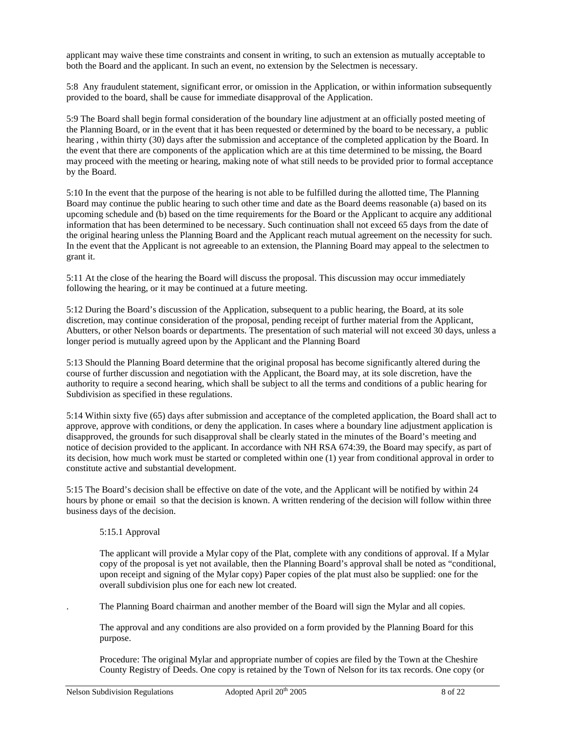applicant may waive these time constraints and consent in writing, to such an extension as mutually acceptable to both the Board and the applicant. In such an event, no extension by the Selectmen is necessary.

5:8 Any fraudulent statement, significant error, or omission in the Application, or within information subsequently provided to the board, shall be cause for immediate disapproval of the Application.

5:9 The Board shall begin formal consideration of the boundary line adjustment at an officially posted meeting of the Planning Board, or in the event that it has been requested or determined by the board to be necessary, a public hearing , within thirty (30) days after the submission and acceptance of the completed application by the Board. In the event that there are components of the application which are at this time determined to be missing, the Board may proceed with the meeting or hearing, making note of what still needs to be provided prior to formal acceptance by the Board.

5:10 In the event that the purpose of the hearing is not able to be fulfilled during the allotted time, The Planning Board may continue the public hearing to such other time and date as the Board deems reasonable (a) based on its upcoming schedule and (b) based on the time requirements for the Board or the Applicant to acquire any additional information that has been determined to be necessary. Such continuation shall not exceed 65 days from the date of the original hearing unless the Planning Board and the Applicant reach mutual agreement on the necessity for such. In the event that the Applicant is not agreeable to an extension, the Planning Board may appeal to the selectmen to grant it.

5:11 At the close of the hearing the Board will discuss the proposal. This discussion may occur immediately following the hearing, or it may be continued at a future meeting.

5:12 During the Board's discussion of the Application, subsequent to a public hearing, the Board, at its sole discretion, may continue consideration of the proposal, pending receipt of further material from the Applicant, Abutters, or other Nelson boards or departments. The presentation of such material will not exceed 30 days, unless a longer period is mutually agreed upon by the Applicant and the Planning Board

5:13 Should the Planning Board determine that the original proposal has become significantly altered during the course of further discussion and negotiation with the Applicant, the Board may, at its sole discretion, have the authority to require a second hearing, which shall be subject to all the terms and conditions of a public hearing for Subdivision as specified in these regulations.

5:14 Within sixty five (65) days after submission and acceptance of the completed application, the Board shall act to approve, approve with conditions, or deny the application. In cases where a boundary line adjustment application is disapproved, the grounds for such disapproval shall be clearly stated in the minutes of the Board's meeting and notice of decision provided to the applicant. In accordance with NH RSA 674:39, the Board may specify, as part of its decision, how much work must be started or completed within one (1) year from conditional approval in order to constitute active and substantial development.

5:15 The Board's decision shall be effective on date of the vote, and the Applicant will be notified by within 24 hours by phone or email so that the decision is known. A written rendering of the decision will follow within three business days of the decision.

5:15.1 Approval

The applicant will provide a Mylar copy of the Plat, complete with any conditions of approval. If a Mylar copy of the proposal is yet not available, then the Planning Board's approval shall be noted as "conditional, upon receipt and signing of the Mylar copy) Paper copies of the plat must also be supplied: one for the overall subdivision plus one for each new lot created.

. The Planning Board chairman and another member of the Board will sign the Mylar and all copies.

The approval and any conditions are also provided on a form provided by the Planning Board for this purpose.

Procedure: The original Mylar and appropriate number of copies are filed by the Town at the Cheshire County Registry of Deeds. One copy is retained by the Town of Nelson for its tax records. One copy (or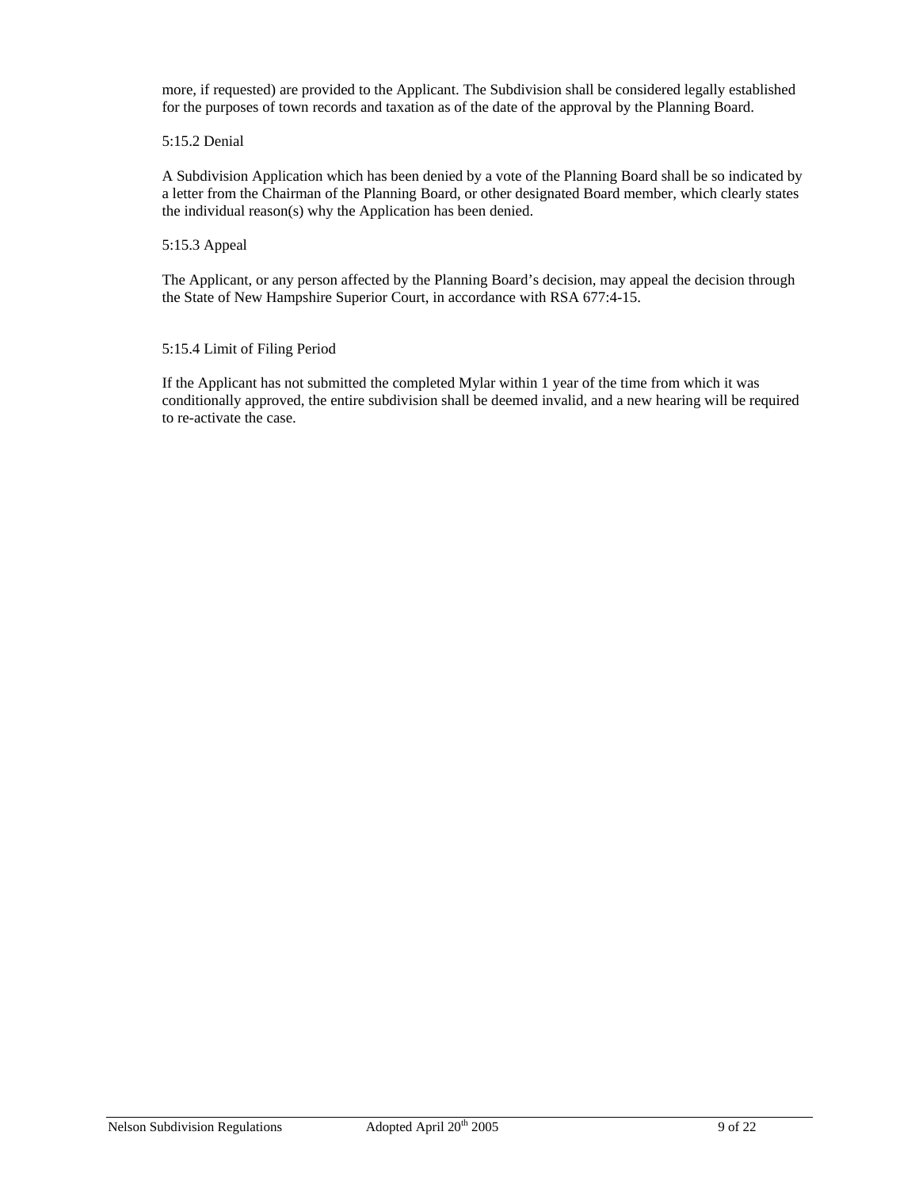more, if requested) are provided to the Applicant. The Subdivision shall be considered legally established for the purposes of town records and taxation as of the date of the approval by the Planning Board.

5:15.2 Denial

A Subdivision Application which has been denied by a vote of the Planning Board shall be so indicated by a letter from the Chairman of the Planning Board, or other designated Board member, which clearly states the individual reason(s) why the Application has been denied.

5:15.3 Appeal

The Applicant, or any person affected by the Planning Board's decision, may appeal the decision through the State of New Hampshire Superior Court, in accordance with RSA 677:4-15.

5:15.4 Limit of Filing Period

If the Applicant has not submitted the completed Mylar within 1 year of the time from which it was conditionally approved, the entire subdivision shall be deemed invalid, and a new hearing will be required to re-activate the case.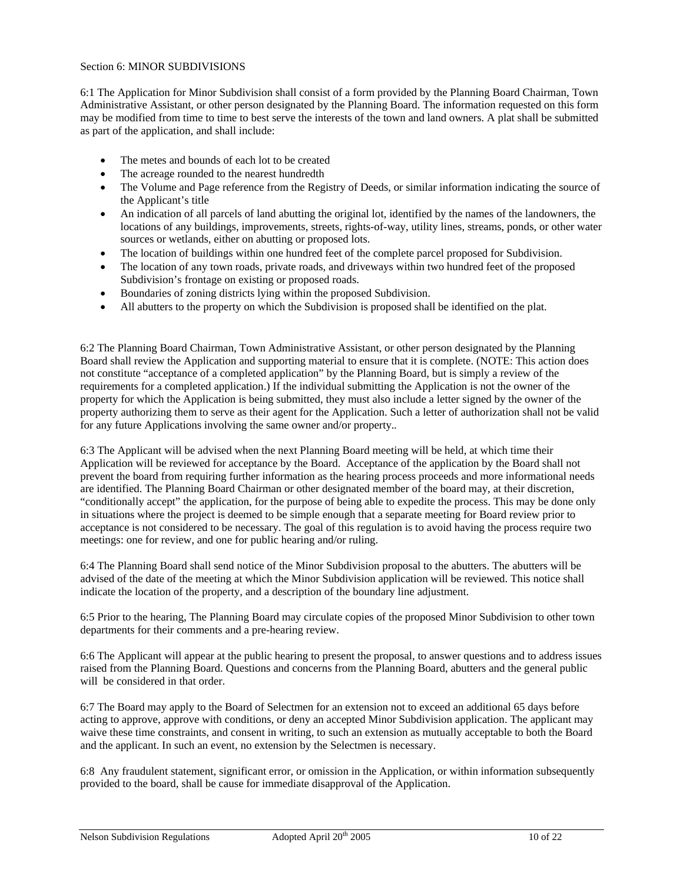Section 6: MINOR SUBDIVISIONS

6:1 The Application for Minor Subdivision shall consist of a form provided by the Planning Board Chairman, Town Administrative Assistant, or other person designated by the Planning Board. The information requested on this form may be modified from time to time to best serve the interests of the town and land owners. A plat shall be submitted as part of the application, and shall include:

- The metes and bounds of each lot to be created
- The acreage rounded to the nearest hundredth
- The Volume and Page reference from the Registry of Deeds, or similar information indicating the source of the Applicant's title
- An indication of all parcels of land abutting the original lot, identified by the names of the landowners, the locations of any buildings, improvements, streets, rights-of-way, utility lines, streams, ponds, or other water sources or wetlands, either on abutting or proposed lots.
- The location of buildings within one hundred feet of the complete parcel proposed for Subdivision.
- The location of any town roads, private roads, and driveways within two hundred feet of the proposed Subdivision's frontage on existing or proposed roads.
- Boundaries of zoning districts lying within the proposed Subdivision.
- All abutters to the property on which the Subdivision is proposed shall be identified on the plat.

6:2 The Planning Board Chairman, Town Administrative Assistant, or other person designated by the Planning Board shall review the Application and supporting material to ensure that it is complete. (NOTE: This action does not constitute "acceptance of a completed application" by the Planning Board, but is simply a review of the requirements for a completed application.) If the individual submitting the Application is not the owner of the property for which the Application is being submitted, they must also include a letter signed by the owner of the property authorizing them to serve as their agent for the Application. Such a letter of authorization shall not be valid for any future Applications involving the same owner and/or property..

6:3 The Applicant will be advised when the next Planning Board meeting will be held, at which time their Application will be reviewed for acceptance by the Board. Acceptance of the application by the Board shall not prevent the board from requiring further information as the hearing process proceeds and more informational needs are identified. The Planning Board Chairman or other designated member of the board may, at their discretion, "conditionally accept" the application, for the purpose of being able to expedite the process. This may be done only in situations where the project is deemed to be simple enough that a separate meeting for Board review prior to acceptance is not considered to be necessary. The goal of this regulation is to avoid having the process require two meetings: one for review, and one for public hearing and/or ruling.

6:4 The Planning Board shall send notice of the Minor Subdivision proposal to the abutters. The abutters will be advised of the date of the meeting at which the Minor Subdivision application will be reviewed. This notice shall indicate the location of the property, and a description of the boundary line adjustment.

6:5 Prior to the hearing, The Planning Board may circulate copies of the proposed Minor Subdivision to other town departments for their comments and a pre-hearing review.

6:6 The Applicant will appear at the public hearing to present the proposal, to answer questions and to address issues raised from the Planning Board. Questions and concerns from the Planning Board, abutters and the general public will be considered in that order.

6:7 The Board may apply to the Board of Selectmen for an extension not to exceed an additional 65 days before acting to approve, approve with conditions, or deny an accepted Minor Subdivision application. The applicant may waive these time constraints, and consent in writing, to such an extension as mutually acceptable to both the Board and the applicant. In such an event, no extension by the Selectmen is necessary.

6:8 Any fraudulent statement, significant error, or omission in the Application, or within information subsequently provided to the board, shall be cause for immediate disapproval of the Application.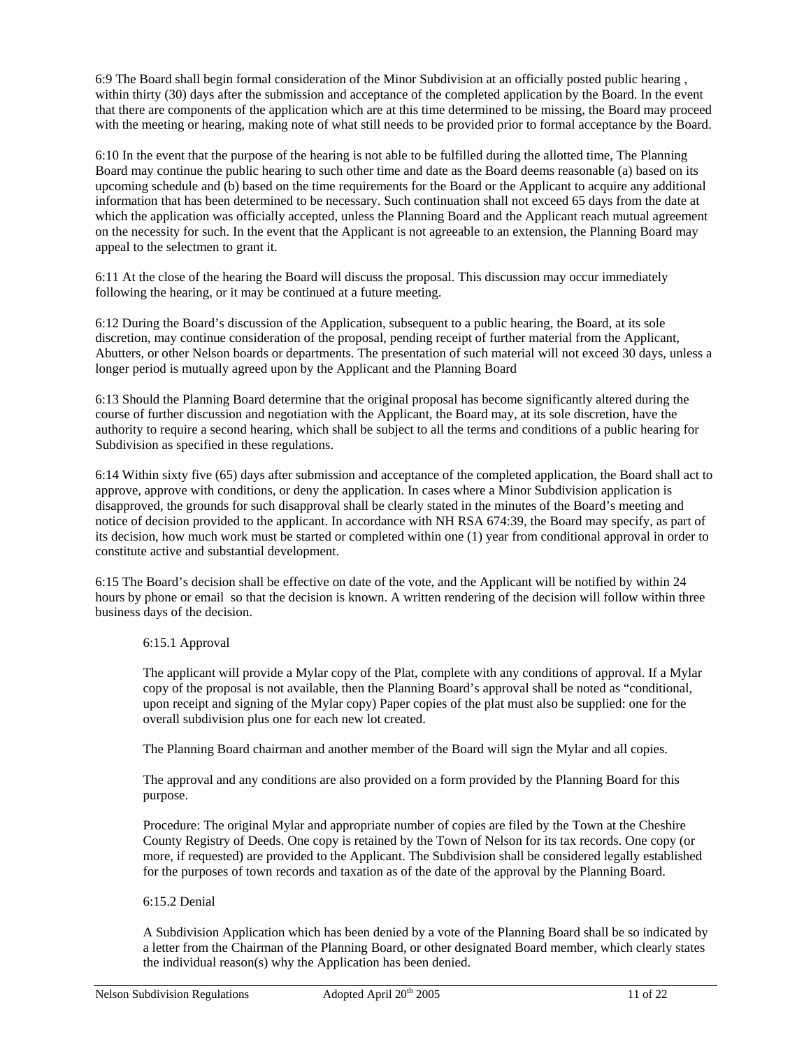6:9 The Board shall begin formal consideration of the Minor Subdivision at an officially posted public hearing , within thirty (30) days after the submission and acceptance of the completed application by the Board. In the event that there are components of the application which are at this time determined to be missing, the Board may proceed with the meeting or hearing, making note of what still needs to be provided prior to formal acceptance by the Board.

6:10 In the event that the purpose of the hearing is not able to be fulfilled during the allotted time, The Planning Board may continue the public hearing to such other time and date as the Board deems reasonable (a) based on its upcoming schedule and (b) based on the time requirements for the Board or the Applicant to acquire any additional information that has been determined to be necessary. Such continuation shall not exceed 65 days from the date at which the application was officially accepted, unless the Planning Board and the Applicant reach mutual agreement on the necessity for such. In the event that the Applicant is not agreeable to an extension, the Planning Board may appeal to the selectmen to grant it.

6:11 At the close of the hearing the Board will discuss the proposal. This discussion may occur immediately following the hearing, or it may be continued at a future meeting.

6:12 During the Board's discussion of the Application, subsequent to a public hearing, the Board, at its sole discretion, may continue consideration of the proposal, pending receipt of further material from the Applicant, Abutters, or other Nelson boards or departments. The presentation of such material will not exceed 30 days, unless a longer period is mutually agreed upon by the Applicant and the Planning Board

6:13 Should the Planning Board determine that the original proposal has become significantly altered during the course of further discussion and negotiation with the Applicant, the Board may, at its sole discretion, have the authority to require a second hearing, which shall be subject to all the terms and conditions of a public hearing for Subdivision as specified in these regulations.

6:14 Within sixty five (65) days after submission and acceptance of the completed application, the Board shall act to approve, approve with conditions, or deny the application. In cases where a Minor Subdivision application is disapproved, the grounds for such disapproval shall be clearly stated in the minutes of the Board's meeting and notice of decision provided to the applicant. In accordance with NH RSA 674:39, the Board may specify, as part of its decision, how much work must be started or completed within one (1) year from conditional approval in order to constitute active and substantial development.

6:15 The Board's decision shall be effective on date of the vote, and the Applicant will be notified by within 24 hours by phone or email so that the decision is known. A written rendering of the decision will follow within three business days of the decision.

6:15.1 Approval

The applicant will provide a Mylar copy of the Plat, complete with any conditions of approval. If a Mylar copy of the proposal is not available, then the Planning Board's approval shall be noted as "conditional, upon receipt and signing of the Mylar copy) Paper copies of the plat must also be supplied: one for the overall subdivision plus one for each new lot created.

The Planning Board chairman and another member of the Board will sign the Mylar and all copies.

The approval and any conditions are also provided on a form provided by the Planning Board for this purpose.

Procedure: The original Mylar and appropriate number of copies are filed by the Town at the Cheshire County Registry of Deeds. One copy is retained by the Town of Nelson for its tax records. One copy (or more, if requested) are provided to the Applicant. The Subdivision shall be considered legally established for the purposes of town records and taxation as of the date of the approval by the Planning Board.

6:15.2 Denial

A Subdivision Application which has been denied by a vote of the Planning Board shall be so indicated by a letter from the Chairman of the Planning Board, or other designated Board member, which clearly states the individual reason(s) why the Application has been denied.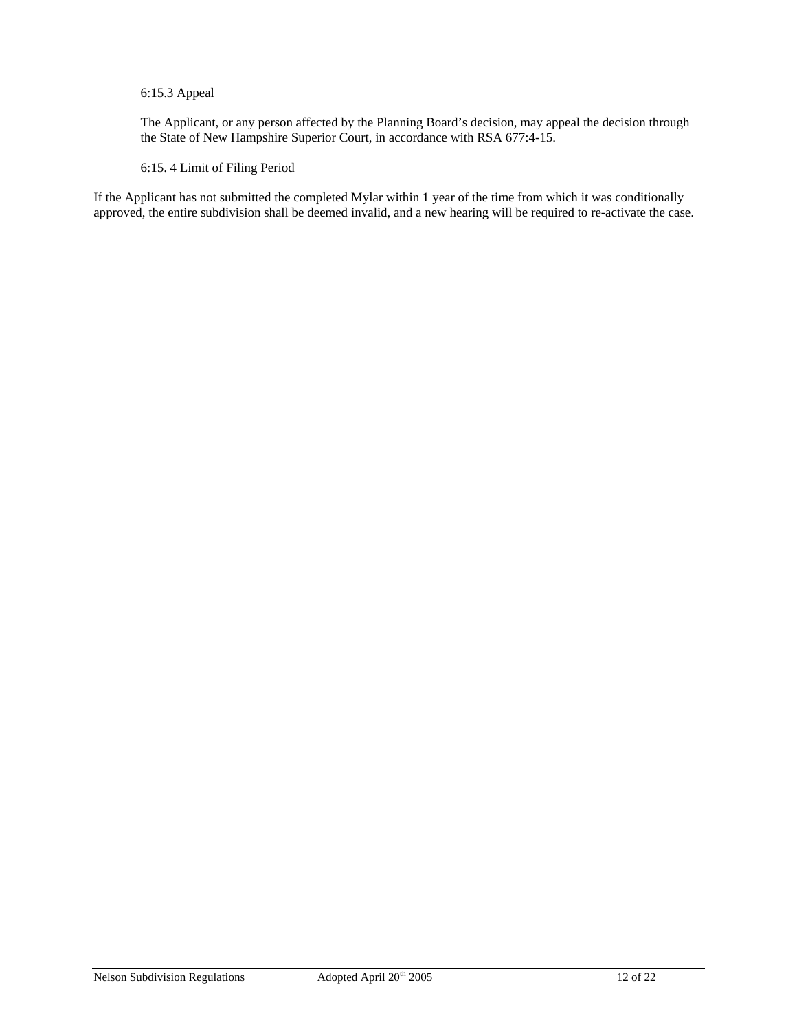6:15.3 Appeal

The Applicant, or any person affected by the Planning Board's decision, may appeal the decision through the State of New Hampshire Superior Court, in accordance with RSA 677:4-15.

6:15. 4 Limit of Filing Period

If the Applicant has not submitted the completed Mylar within 1 year of the time from which it was conditionally approved, the entire subdivision shall be deemed invalid, and a new hearing will be required to re-activate the case.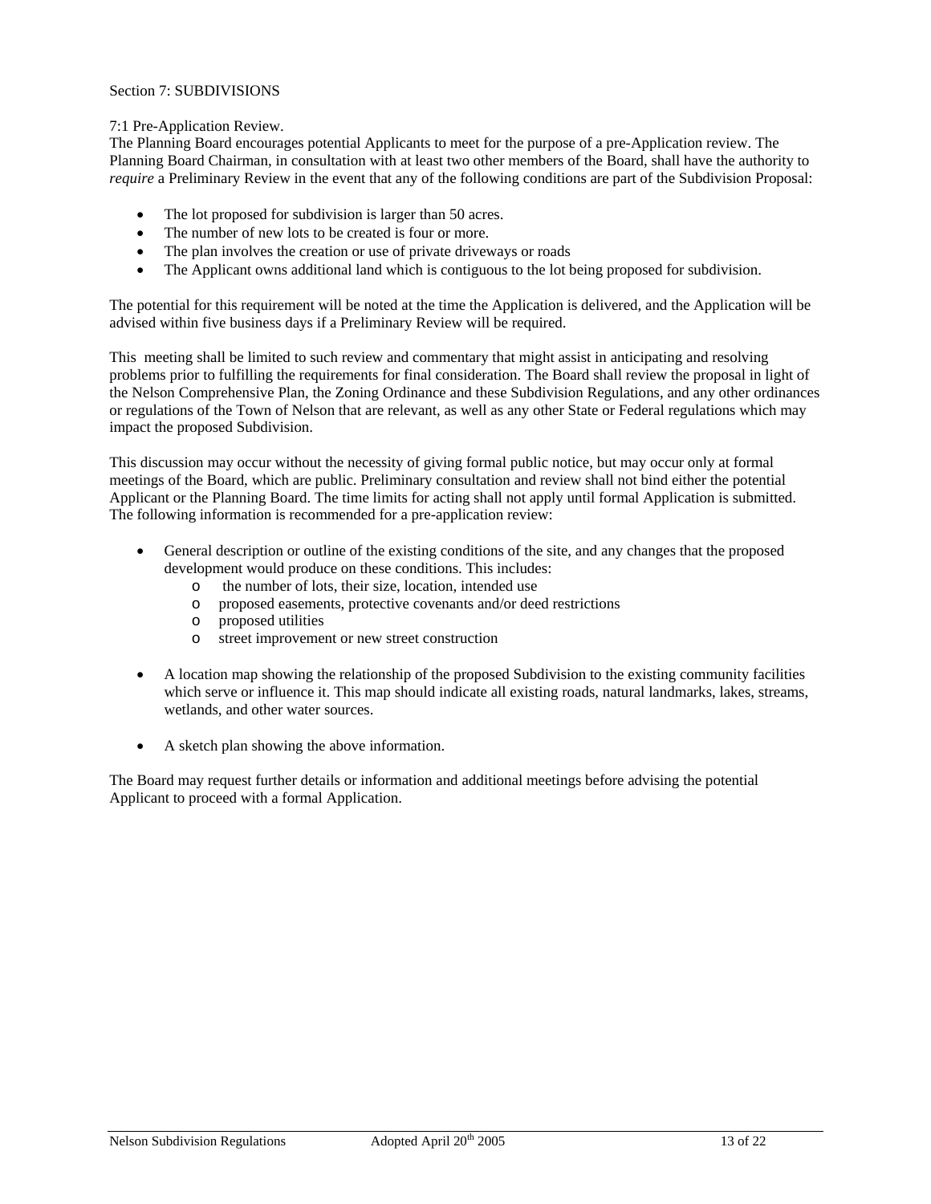## Section 7: SUBDIVISIONS

### 7:1 Pre-Application Review.

The Planning Board encourages potential Applicants to meet for the purpose of a pre-Application review. The Planning Board Chairman, in consultation with at least two other members of the Board, shall have the authority to *require* a Preliminary Review in the event that any of the following conditions are part of the Subdivision Proposal:

- The lot proposed for subdivision is larger than 50 acres.
- The number of new lots to be created is four or more.
- The plan involves the creation or use of private driveways or roads
- The Applicant owns additional land which is contiguous to the lot being proposed for subdivision.

The potential for this requirement will be noted at the time the Application is delivered, and the Application will be advised within five business days if a Preliminary Review will be required.

This meeting shall be limited to such review and commentary that might assist in anticipating and resolving problems prior to fulfilling the requirements for final consideration. The Board shall review the proposal in light of the Nelson Comprehensive Plan, the Zoning Ordinance and these Subdivision Regulations, and any other ordinances or regulations of the Town of Nelson that are relevant, as well as any other State or Federal regulations which may impact the proposed Subdivision.

This discussion may occur without the necessity of giving formal public notice, but may occur only at formal meetings of the Board, which are public. Preliminary consultation and review shall not bind either the potential Applicant or the Planning Board. The time limits for acting shall not apply until formal Application is submitted. The following information is recommended for a pre-application review:

- General description or outline of the existing conditions of the site, and any changes that the proposed development would produce on these conditions. This includes:
  - the number of lots, their size, location, intended use
  - proposed easements, protective covenants and/or deed restrictions
  - proposed utilities
  - street improvement or new street construction

- A location map showing the relationship of the proposed Subdivision to the existing community facilities which serve or influence it. This map should indicate all existing roads, natural landmarks, lakes, streams, wetlands, and other water sources.

- A sketch plan showing the above information.

The Board may request further details or information and additional meetings before advising the potential Applicant to proceed with a formal Application.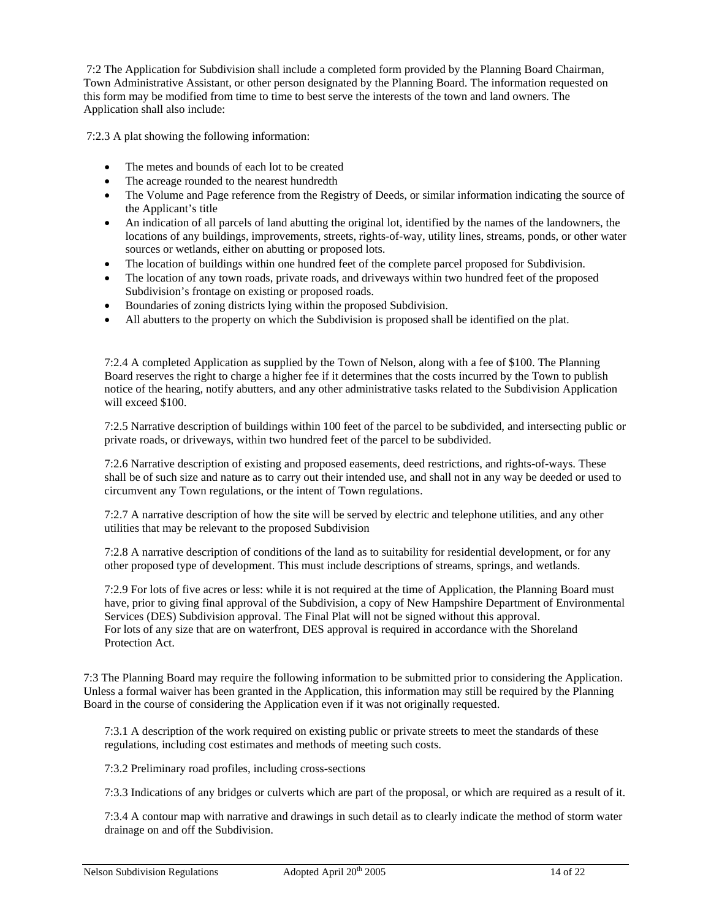7:2 The Application for Subdivision shall include a completed form provided by the Planning Board Chairman, Town Administrative Assistant, or other person designated by the Planning Board. The information requested on this form may be modified from time to time to best serve the interests of the town and land owners. The Application shall also include:

7:2.3 A plat showing the following information:

- The metes and bounds of each lot to be created
- The acreage rounded to the nearest hundredth
- The Volume and Page reference from the Registry of Deeds, or similar information indicating the source of the Applicant's title
- An indication of all parcels of land abutting the original lot, identified by the names of the landowners, the locations of any buildings, improvements, streets, rights-of-way, utility lines, streams, ponds, or other water sources or wetlands, either on abutting or proposed lots.
- The location of buildings within one hundred feet of the complete parcel proposed for Subdivision.
- The location of any town roads, private roads, and driveways within two hundred feet of the proposed Subdivision's frontage on existing or proposed roads.
- Boundaries of zoning districts lying within the proposed Subdivision.
- All abutters to the property on which the Subdivision is proposed shall be identified on the plat.

7:2.4 A completed Application as supplied by the Town of Nelson, along with a fee of $100. The Planning Board reserves the right to charge a higher fee if it determines that the costs incurred by the Town to publish notice of the hearing, notify abutters, and any other administrative tasks related to the Subdivision Application will exceed $100.

7:2.5 Narrative description of buildings within 100 feet of the parcel to be subdivided, and intersecting public or private roads, or driveways, within two hundred feet of the parcel to be subdivided.

7:2.6 Narrative description of existing and proposed easements, deed restrictions, and rights-of-ways. These shall be of such size and nature as to carry out their intended use, and shall not in any way be deeded or used to circumvent any Town regulations, or the intent of Town regulations.

7:2.7 A narrative description of how the site will be served by electric and telephone utilities, and any other utilities that may be relevant to the proposed Subdivision

7:2.8 A narrative description of conditions of the land as to suitability for residential development, or for any other proposed type of development. This must include descriptions of streams, springs, and wetlands.

7:2.9 For lots of five acres or less: while it is not required at the time of Application, the Planning Board must have, prior to giving final approval of the Subdivision, a copy of New Hampshire Department of Environmental Services (DES) Subdivision approval. The Final Plat will not be signed without this approval.
For lots of any size that are on waterfront, DES approval is required in accordance with the Shoreland Protection Act.

7:3 The Planning Board may require the following information to be submitted prior to considering the Application. Unless a formal waiver has been granted in the Application, this information may still be required by the Planning Board in the course of considering the Application even if it was not originally requested.

7:3.1 A description of the work required on existing public or private streets to meet the standards of these regulations, including cost estimates and methods of meeting such costs.

7:3.2 Preliminary road profiles, including cross-sections

7:3.3 Indications of any bridges or culverts which are part of the proposal, or which are required as a result of it.

7:3.4 A contour map with narrative and drawings in such detail as to clearly indicate the method of storm water drainage on and off the Subdivision.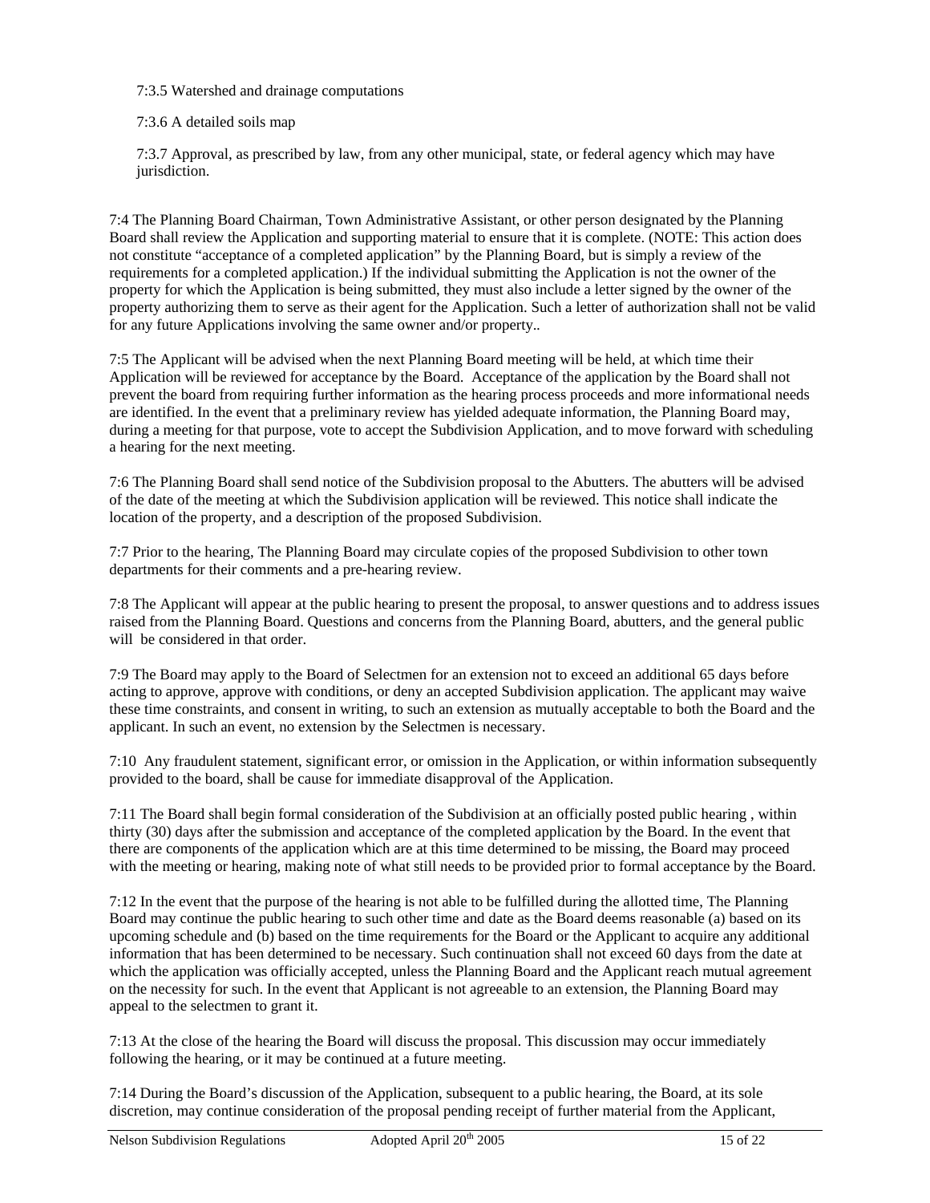7:3.5 Watershed and drainage computations

7:3.6 A detailed soils map

7:3.7 Approval, as prescribed by law, from any other municipal, state, or federal agency which may have jurisdiction.

7:4 The Planning Board Chairman, Town Administrative Assistant, or other person designated by the Planning Board shall review the Application and supporting material to ensure that it is complete. (NOTE: This action does not constitute "acceptance of a completed application" by the Planning Board, but is simply a review of the requirements for a completed application.) If the individual submitting the Application is not the owner of the property for which the Application is being submitted, they must also include a letter signed by the owner of the property authorizing them to serve as their agent for the Application. Such a letter of authorization shall not be valid for any future Applications involving the same owner and/or property..

7:5 The Applicant will be advised when the next Planning Board meeting will be held, at which time their Application will be reviewed for acceptance by the Board. Acceptance of the application by the Board shall not prevent the board from requiring further information as the hearing process proceeds and more informational needs are identified. In the event that a preliminary review has yielded adequate information, the Planning Board may, during a meeting for that purpose, vote to accept the Subdivision Application, and to move forward with scheduling a hearing for the next meeting.

7:6 The Planning Board shall send notice of the Subdivision proposal to the Abutters. The abutters will be advised of the date of the meeting at which the Subdivision application will be reviewed. This notice shall indicate the location of the property, and a description of the proposed Subdivision.

7:7 Prior to the hearing, The Planning Board may circulate copies of the proposed Subdivision to other town departments for their comments and a pre-hearing review.

7:8 The Applicant will appear at the public hearing to present the proposal, to answer questions and to address issues raised from the Planning Board. Questions and concerns from the Planning Board, abutters, and the general public will be considered in that order.

7:9 The Board may apply to the Board of Selectmen for an extension not to exceed an additional 65 days before acting to approve, approve with conditions, or deny an accepted Subdivision application. The applicant may waive these time constraints, and consent in writing, to such an extension as mutually acceptable to both the Board and the applicant. In such an event, no extension by the Selectmen is necessary.

7:10 Any fraudulent statement, significant error, or omission in the Application, or within information subsequently provided to the board, shall be cause for immediate disapproval of the Application.

7:11 The Board shall begin formal consideration of the Subdivision at an officially posted public hearing , within thirty (30) days after the submission and acceptance of the completed application by the Board. In the event that there are components of the application which are at this time determined to be missing, the Board may proceed with the meeting or hearing, making note of what still needs to be provided prior to formal acceptance by the Board.

7:12 In the event that the purpose of the hearing is not able to be fulfilled during the allotted time, The Planning Board may continue the public hearing to such other time and date as the Board deems reasonable (a) based on its upcoming schedule and (b) based on the time requirements for the Board or the Applicant to acquire any additional information that has been determined to be necessary. Such continuation shall not exceed 60 days from the date at which the application was officially accepted, unless the Planning Board and the Applicant reach mutual agreement on the necessity for such. In the event that Applicant is not agreeable to an extension, the Planning Board may appeal to the selectmen to grant it.

7:13 At the close of the hearing the Board will discuss the proposal. This discussion may occur immediately following the hearing, or it may be continued at a future meeting.

7:14 During the Board's discussion of the Application, subsequent to a public hearing, the Board, at its sole discretion, may continue consideration of the proposal pending receipt of further material from the Applicant,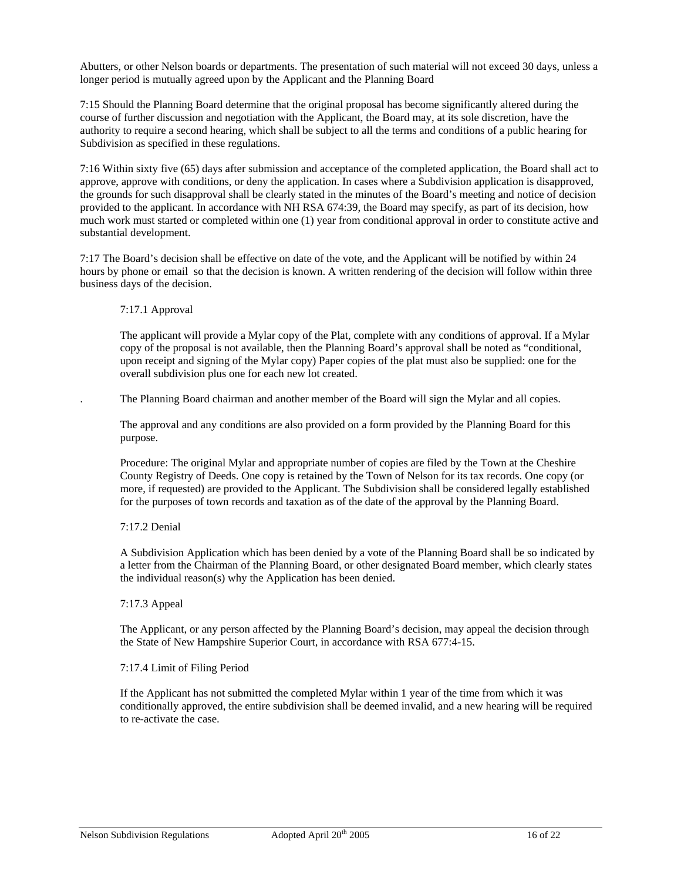Abutters, or other Nelson boards or departments. The presentation of such material will not exceed 30 days, unless a longer period is mutually agreed upon by the Applicant and the Planning Board

7:15 Should the Planning Board determine that the original proposal has become significantly altered during the course of further discussion and negotiation with the Applicant, the Board may, at its sole discretion, have the authority to require a second hearing, which shall be subject to all the terms and conditions of a public hearing for Subdivision as specified in these regulations.

7:16 Within sixty five (65) days after submission and acceptance of the completed application, the Board shall act to approve, approve with conditions, or deny the application. In cases where a Subdivision application is disapproved, the grounds for such disapproval shall be clearly stated in the minutes of the Board's meeting and notice of decision provided to the applicant. In accordance with NH RSA 674:39, the Board may specify, as part of its decision, how much work must started or completed within one (1) year from conditional approval in order to constitute active and substantial development.

7:17 The Board's decision shall be effective on date of the vote, and the Applicant will be notified by within 24 hours by phone or email so that the decision is known. A written rendering of the decision will follow within three business days of the decision.

7:17.1 Approval

The applicant will provide a Mylar copy of the Plat, complete with any conditions of approval. If a Mylar copy of the proposal is not available, then the Planning Board's approval shall be noted as "conditional, upon receipt and signing of the Mylar copy) Paper copies of the plat must also be supplied: one for the overall subdivision plus one for each new lot created.

. The Planning Board chairman and another member of the Board will sign the Mylar and all copies.

The approval and any conditions are also provided on a form provided by the Planning Board for this purpose.

Procedure: The original Mylar and appropriate number of copies are filed by the Town at the Cheshire County Registry of Deeds. One copy is retained by the Town of Nelson for its tax records. One copy (or more, if requested) are provided to the Applicant. The Subdivision shall be considered legally established for the purposes of town records and taxation as of the date of the approval by the Planning Board.

7:17.2 Denial

A Subdivision Application which has been denied by a vote of the Planning Board shall be so indicated by a letter from the Chairman of the Planning Board, or other designated Board member, which clearly states the individual reason(s) why the Application has been denied.

7:17.3 Appeal

The Applicant, or any person affected by the Planning Board's decision, may appeal the decision through the State of New Hampshire Superior Court, in accordance with RSA 677:4-15.

7:17.4 Limit of Filing Period

If the Applicant has not submitted the completed Mylar within 1 year of the time from which it was conditionally approved, the entire subdivision shall be deemed invalid, and a new hearing will be required to re-activate the case.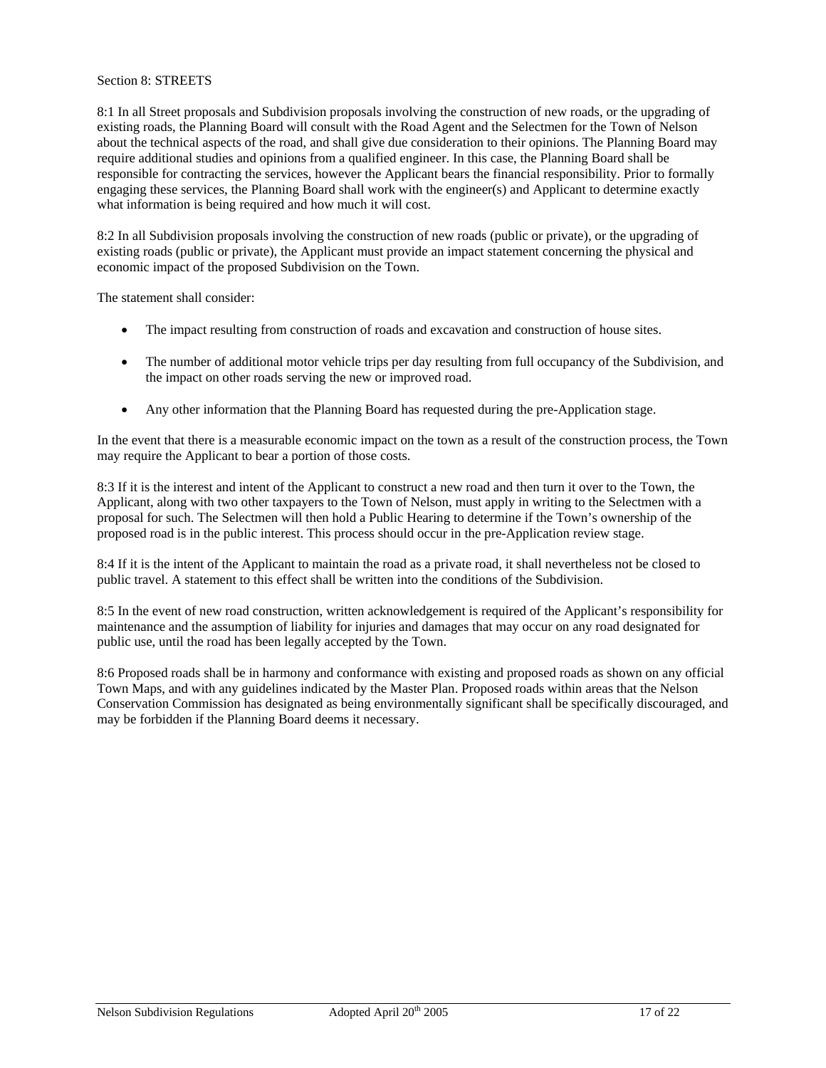## Section 8: STREETS

8:1 In all Street proposals and Subdivision proposals involving the construction of new roads, or the upgrading of existing roads, the Planning Board will consult with the Road Agent and the Selectmen for the Town of Nelson about the technical aspects of the road, and shall give due consideration to their opinions. The Planning Board may require additional studies and opinions from a qualified engineer. In this case, the Planning Board shall be responsible for contracting the services, however the Applicant bears the financial responsibility. Prior to formally engaging these services, the Planning Board shall work with the engineer(s) and Applicant to determine exactly what information is being required and how much it will cost.

8:2 In all Subdivision proposals involving the construction of new roads (public or private), or the upgrading of existing roads (public or private), the Applicant must provide an impact statement concerning the physical and economic impact of the proposed Subdivision on the Town.

The statement shall consider:

- The impact resulting from construction of roads and excavation and construction of house sites.
- The number of additional motor vehicle trips per day resulting from full occupancy of the Subdivision, and the impact on other roads serving the new or improved road.
- Any other information that the Planning Board has requested during the pre-Application stage.

In the event that there is a measurable economic impact on the town as a result of the construction process, the Town may require the Applicant to bear a portion of those costs.

8:3 If it is the interest and intent of the Applicant to construct a new road and then turn it over to the Town, the Applicant, along with two other taxpayers to the Town of Nelson, must apply in writing to the Selectmen with a proposal for such. The Selectmen will then hold a Public Hearing to determine if the Town's ownership of the proposed road is in the public interest. This process should occur in the pre-Application review stage.

8:4 If it is the intent of the Applicant to maintain the road as a private road, it shall nevertheless not be closed to public travel. A statement to this effect shall be written into the conditions of the Subdivision.

8:5 In the event of new road construction, written acknowledgement is required of the Applicant's responsibility for maintenance and the assumption of liability for injuries and damages that may occur on any road designated for public use, until the road has been legally accepted by the Town.

8:6 Proposed roads shall be in harmony and conformance with existing and proposed roads as shown on any official Town Maps, and with any guidelines indicated by the Master Plan. Proposed roads within areas that the Nelson Conservation Commission has designated as being environmentally significant shall be specifically discouraged, and may be forbidden if the Planning Board deems it necessary.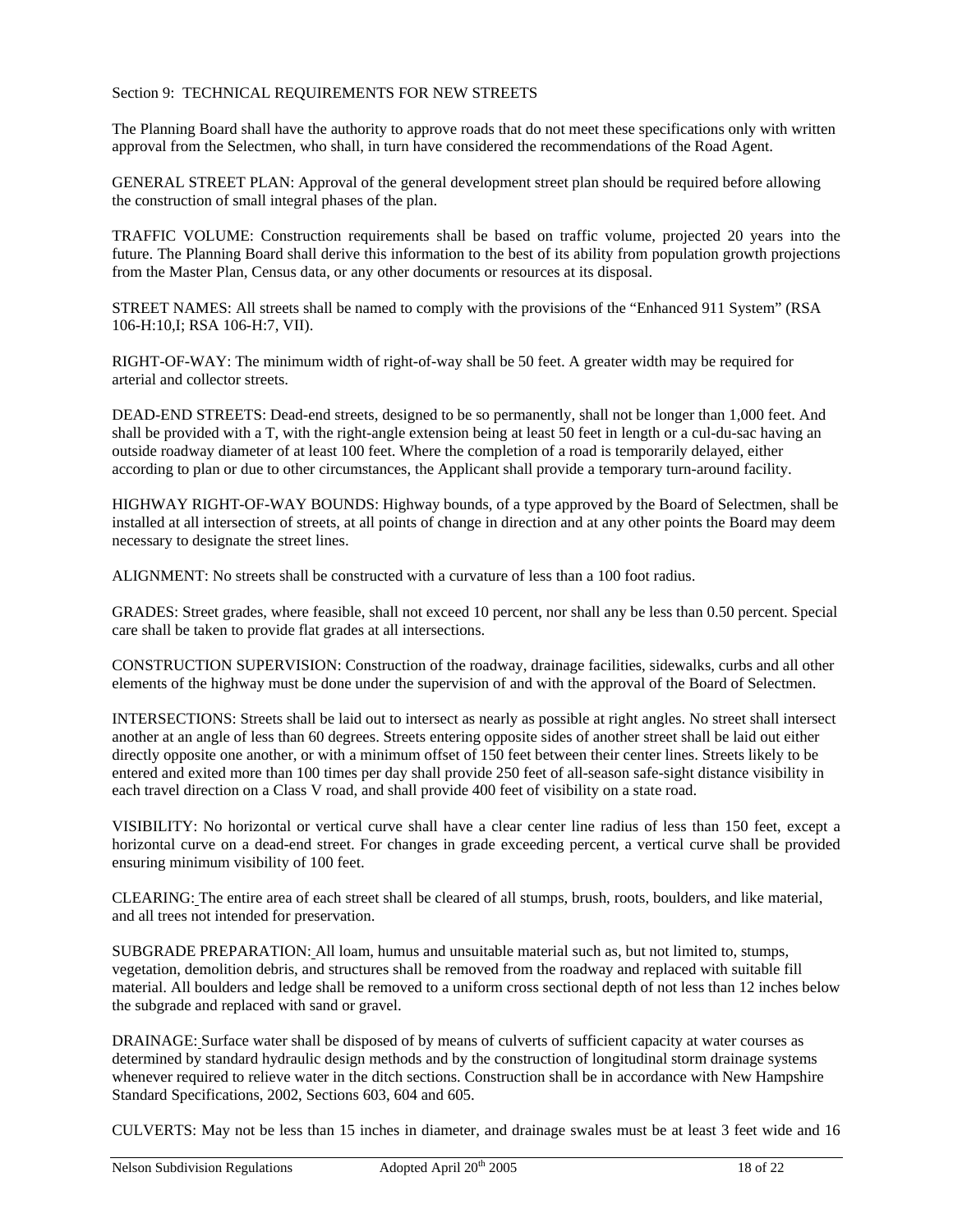Section 9: TECHNICAL REQUIREMENTS FOR NEW STREETS

The Planning Board shall have the authority to approve roads that do not meet these specifications only with written approval from the Selectmen, who shall, in turn have considered the recommendations of the Road Agent.

GENERAL STREET PLAN: Approval of the general development street plan should be required before allowing the construction of small integral phases of the plan.

TRAFFIC VOLUME: Construction requirements shall be based on traffic volume, projected 20 years into the future. The Planning Board shall derive this information to the best of its ability from population growth projections from the Master Plan, Census data, or any other documents or resources at its disposal.

STREET NAMES: All streets shall be named to comply with the provisions of the "Enhanced 911 System" (RSA 106-H:10,I; RSA 106-H:7, VII).

RIGHT-OF-WAY: The minimum width of right-of-way shall be 50 feet. A greater width may be required for arterial and collector streets.

DEAD-END STREETS: Dead-end streets, designed to be so permanently, shall not be longer than 1,000 feet. And shall be provided with a T, with the right-angle extension being at least 50 feet in length or a cul-du-sac having an outside roadway diameter of at least 100 feet. Where the completion of a road is temporarily delayed, either according to plan or due to other circumstances, the Applicant shall provide a temporary turn-around facility.

HIGHWAY RIGHT-OF-WAY BOUNDS: Highway bounds, of a type approved by the Board of Selectmen, shall be installed at all intersection of streets, at all points of change in direction and at any other points the Board may deem necessary to designate the street lines.

ALIGNMENT: No streets shall be constructed with a curvature of less than a 100 foot radius.

GRADES: Street grades, where feasible, shall not exceed 10 percent, nor shall any be less than 0.50 percent. Special care shall be taken to provide flat grades at all intersections.

CONSTRUCTION SUPERVISION: Construction of the roadway, drainage facilities, sidewalks, curbs and all other elements of the highway must be done under the supervision of and with the approval of the Board of Selectmen.

INTERSECTIONS: Streets shall be laid out to intersect as nearly as possible at right angles. No street shall intersect another at an angle of less than 60 degrees. Streets entering opposite sides of another street shall be laid out either directly opposite one another, or with a minimum offset of 150 feet between their center lines. Streets likely to be entered and exited more than 100 times per day shall provide 250 feet of all-season safe-sight distance visibility in each travel direction on a Class V road, and shall provide 400 feet of visibility on a state road.

VISIBILITY: No horizontal or vertical curve shall have a clear center line radius of less than 150 feet, except a horizontal curve on a dead-end street. For changes in grade exceeding percent, a vertical curve shall be provided ensuring minimum visibility of 100 feet.

CLEARING: The entire area of each street shall be cleared of all stumps, brush, roots, boulders, and like material, and all trees not intended for preservation.

SUBGRADE PREPARATION: All loam, humus and unsuitable material such as, but not limited to, stumps, vegetation, demolition debris, and structures shall be removed from the roadway and replaced with suitable fill material. All boulders and ledge shall be removed to a uniform cross sectional depth of not less than 12 inches below the subgrade and replaced with sand or gravel.

DRAINAGE: Surface water shall be disposed of by means of culverts of sufficient capacity at water courses as determined by standard hydraulic design methods and by the construction of longitudinal storm drainage systems whenever required to relieve water in the ditch sections. Construction shall be in accordance with New Hampshire Standard Specifications, 2002, Sections 603, 604 and 605.

CULVERTS: May not be less than 15 inches in diameter, and drainage swales must be at least 3 feet wide and 16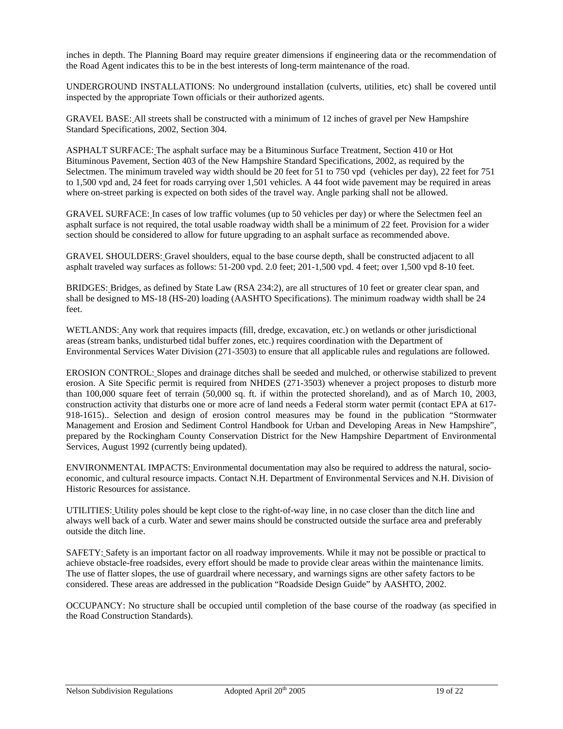inches in depth. The Planning Board may require greater dimensions if engineering data or the recommendation of the Road Agent indicates this to be in the best interests of long-term maintenance of the road.

UNDERGROUND INSTALLATIONS: No underground installation (culverts, utilities, etc) shall be covered until inspected by the appropriate Town officials or their authorized agents.

GRAVEL BASE: All streets shall be constructed with a minimum of 12 inches of gravel per New Hampshire Standard Specifications, 2002, Section 304.

ASPHALT SURFACE: The asphalt surface may be a Bituminous Surface Treatment, Section 410 or Hot Bituminous Pavement, Section 403 of the New Hampshire Standard Specifications, 2002, as required by the Selectmen. The minimum traveled way width should be 20 feet for 51 to 750 vpd (vehicles per day), 22 feet for 751 to 1,500 vpd and, 24 feet for roads carrying over 1,501 vehicles. A 44 foot wide pavement may be required in areas where on-street parking is expected on both sides of the travel way. Angle parking shall not be allowed.

GRAVEL SURFACE: In cases of low traffic volumes (up to 50 vehicles per day) or where the Selectmen feel an asphalt surface is not required, the total usable roadway width shall be a minimum of 22 feet. Provision for a wider section should be considered to allow for future upgrading to an asphalt surface as recommended above.

GRAVEL SHOULDERS: Gravel shoulders, equal to the base course depth, shall be constructed adjacent to all asphalt traveled way surfaces as follows: 51-200 vpd. 2.0 feet; 201-1,500 vpd. 4 feet; over 1,500 vpd 8-10 feet.

BRIDGES: Bridges, as defined by State Law (RSA 234:2), are all structures of 10 feet or greater clear span, and shall be designed to MS-18 (HS-20) loading (AASHTO Specifications). The minimum roadway width shall be 24 feet.

WETLANDS: Any work that requires impacts (fill, dredge, excavation, etc.) on wetlands or other jurisdictional areas (stream banks, undisturbed tidal buffer zones, etc.) requires coordination with the Department of Environmental Services Water Division (271-3503) to ensure that all applicable rules and regulations are followed.

EROSION CONTROL: Slopes and drainage ditches shall be seeded and mulched, or otherwise stabilized to prevent erosion. A Site Specific permit is required from NHDES (271-3503) whenever a project proposes to disturb more than 100,000 square feet of terrain (50,000 sq. ft. if within the protected shoreland), and as of March 10, 2003, construction activity that disturbs one or more acre of land needs a Federal storm water permit (contact EPA at 617-918-1615).. Selection and design of erosion control measures may be found in the publication "Stormwater Management and Erosion and Sediment Control Handbook for Urban and Developing Areas in New Hampshire", prepared by the Rockingham County Conservation District for the New Hampshire Department of Environmental Services, August 1992 (currently being updated).

ENVIRONMENTAL IMPACTS: Environmental documentation may also be required to address the natural, socio-economic, and cultural resource impacts. Contact N.H. Department of Environmental Services and N.H. Division of Historic Resources for assistance.

UTILITIES: Utility poles should be kept close to the right-of-way line, in no case closer than the ditch line and always well back of a curb. Water and sewer mains should be constructed outside the surface area and preferably outside the ditch line.

SAFETY: Safety is an important factor on all roadway improvements. While it may not be possible or practical to achieve obstacle-free roadsides, every effort should be made to provide clear areas within the maintenance limits. The use of flatter slopes, the use of guardrail where necessary, and warnings signs are other safety factors to be considered. These areas are addressed in the publication "Roadside Design Guide" by AASHTO, 2002.

OCCUPANCY: No structure shall be occupied until completion of the base course of the roadway (as specified in the Road Construction Standards).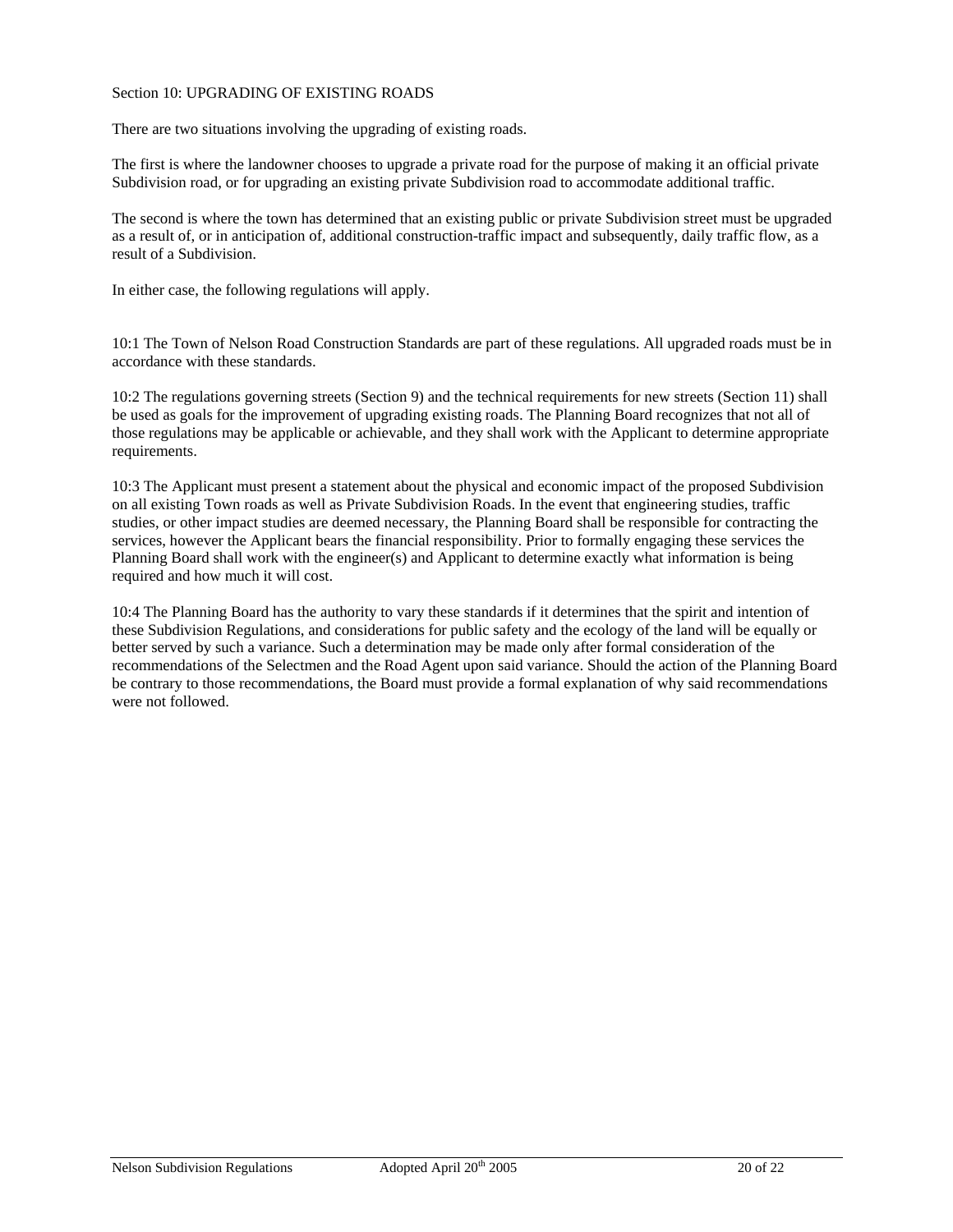## Section 10: UPGRADING OF EXISTING ROADS

There are two situations involving the upgrading of existing roads.

The first is where the landowner chooses to upgrade a private road for the purpose of making it an official private Subdivision road, or for upgrading an existing private Subdivision road to accommodate additional traffic.

The second is where the town has determined that an existing public or private Subdivision street must be upgraded as a result of, or in anticipation of, additional construction-traffic impact and subsequently, daily traffic flow, as a result of a Subdivision.

In either case, the following regulations will apply.

10:1 The Town of Nelson Road Construction Standards are part of these regulations. All upgraded roads must be in accordance with these standards.

10:2 The regulations governing streets (Section 9) and the technical requirements for new streets (Section 11) shall be used as goals for the improvement of upgrading existing roads. The Planning Board recognizes that not all of those regulations may be applicable or achievable, and they shall work with the Applicant to determine appropriate requirements.

10:3 The Applicant must present a statement about the physical and economic impact of the proposed Subdivision on all existing Town roads as well as Private Subdivision Roads. In the event that engineering studies, traffic studies, or other impact studies are deemed necessary, the Planning Board shall be responsible for contracting the services, however the Applicant bears the financial responsibility. Prior to formally engaging these services the Planning Board shall work with the engineer(s) and Applicant to determine exactly what information is being required and how much it will cost.

10:4 The Planning Board has the authority to vary these standards if it determines that the spirit and intention of these Subdivision Regulations, and considerations for public safety and the ecology of the land will be equally or better served by such a variance. Such a determination may be made only after formal consideration of the recommendations of the Selectmen and the Road Agent upon said variance. Should the action of the Planning Board be contrary to those recommendations, the Board must provide a formal explanation of why said recommendations were not followed.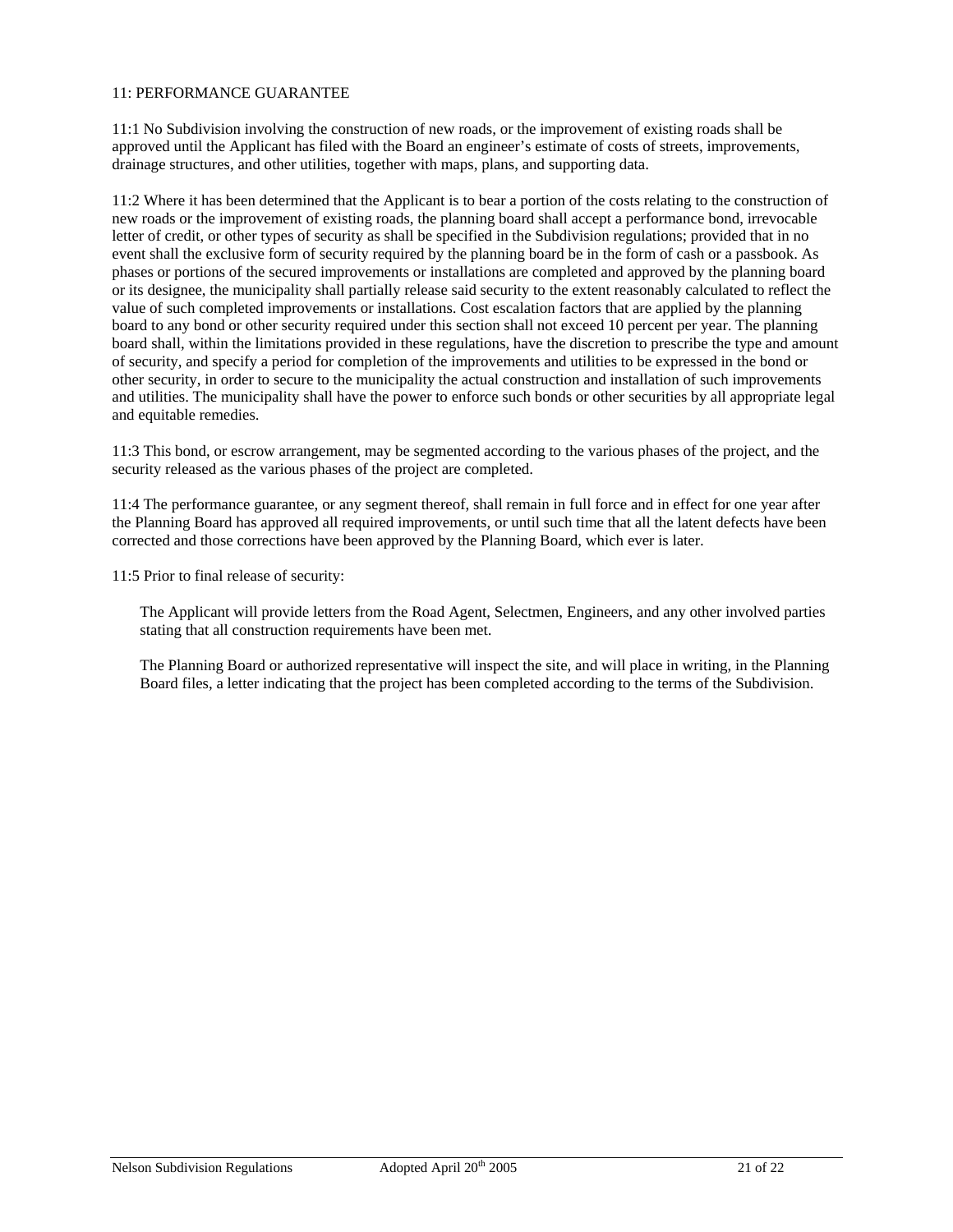## 11: PERFORMANCE GUARANTEE

11:1 No Subdivision involving the construction of new roads, or the improvement of existing roads shall be approved until the Applicant has filed with the Board an engineer's estimate of costs of streets, improvements, drainage structures, and other utilities, together with maps, plans, and supporting data.

11:2 Where it has been determined that the Applicant is to bear a portion of the costs relating to the construction of new roads or the improvement of existing roads, the planning board shall accept a performance bond, irrevocable letter of credit, or other types of security as shall be specified in the Subdivision regulations; provided that in no event shall the exclusive form of security required by the planning board be in the form of cash or a passbook. As phases or portions of the secured improvements or installations are completed and approved by the planning board or its designee, the municipality shall partially release said security to the extent reasonably calculated to reflect the value of such completed improvements or installations. Cost escalation factors that are applied by the planning board to any bond or other security required under this section shall not exceed 10 percent per year. The planning board shall, within the limitations provided in these regulations, have the discretion to prescribe the type and amount of security, and specify a period for completion of the improvements and utilities to be expressed in the bond or other security, in order to secure to the municipality the actual construction and installation of such improvements and utilities. The municipality shall have the power to enforce such bonds or other securities by all appropriate legal and equitable remedies.

11:3 This bond, or escrow arrangement, may be segmented according to the various phases of the project, and the security released as the various phases of the project are completed.

11:4 The performance guarantee, or any segment thereof, shall remain in full force and in effect for one year after the Planning Board has approved all required improvements, or until such time that all the latent defects have been corrected and those corrections have been approved by the Planning Board, which ever is later.

11:5 Prior to final release of security:

The Applicant will provide letters from the Road Agent, Selectmen, Engineers, and any other involved parties stating that all construction requirements have been met.

The Planning Board or authorized representative will inspect the site, and will place in writing, in the Planning Board files, a letter indicating that the project has been completed according to the terms of the Subdivision.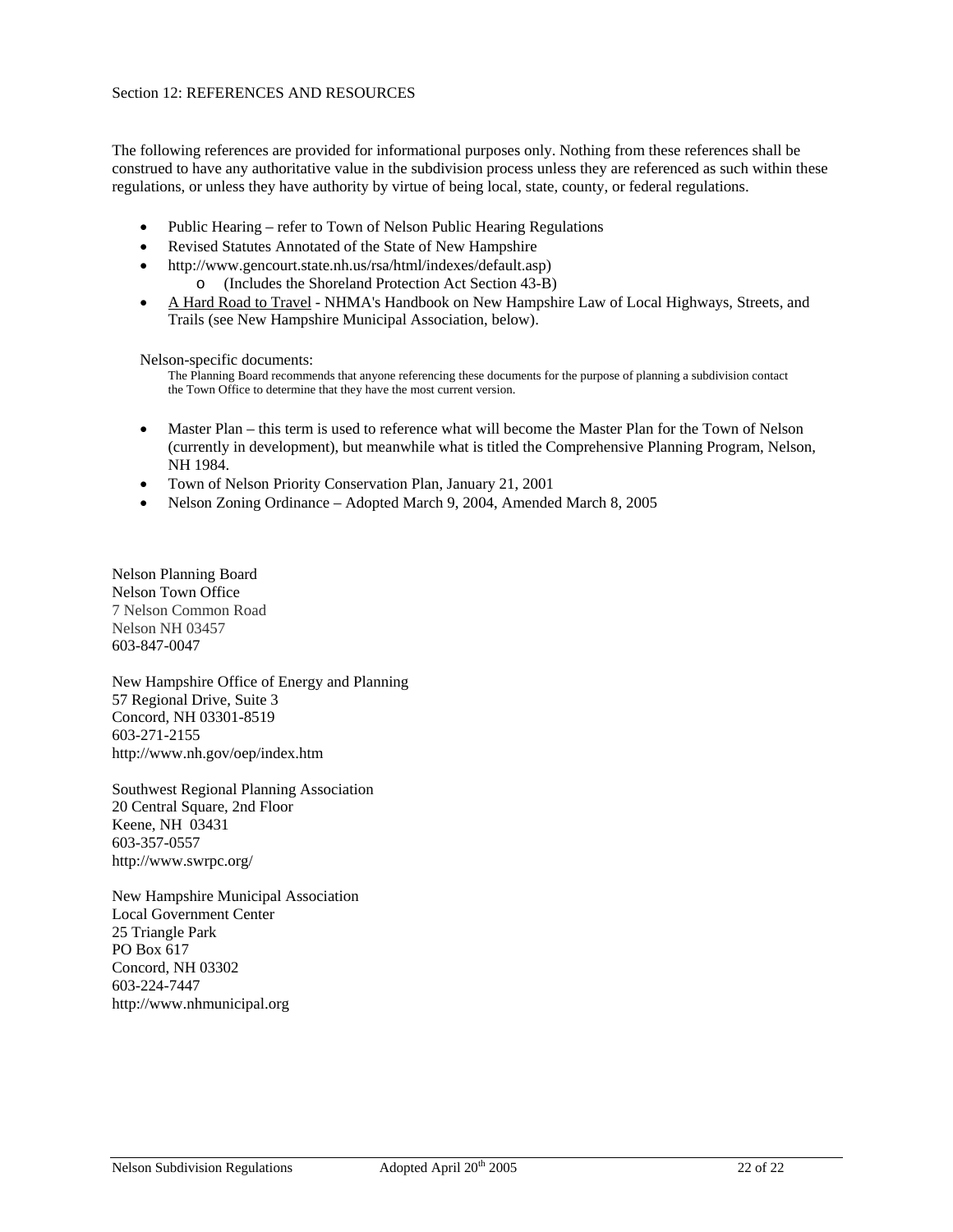## Section 12: REFERENCES AND RESOURCES

The following references are provided for informational purposes only. Nothing from these references shall be construed to have any authoritative value in the subdivision process unless they are referenced as such within these regulations, or unless they have authority by virtue of being local, state, county, or federal regulations.

- Public Hearing – refer to Town of Nelson Public Hearing Regulations
- Revised Statutes Annotated of the State of New Hampshire
- http://www.gencourt.state.nh.us/rsa/html/indexes/default.asp)
    - (Includes the Shoreland Protection Act Section 43-B)
- A Hard Road to Travel - NHMA's Handbook on New Hampshire Law of Local Highways, Streets, and Trails (see New Hampshire Municipal Association, below).

Nelson-specific documents:

The Planning Board recommends that anyone referencing these documents for the purpose of planning a subdivision contact the Town Office to determine that they have the most current version.

- Master Plan – this term is used to reference what will become the Master Plan for the Town of Nelson (currently in development), but meanwhile what is titled the Comprehensive Planning Program, Nelson, NH 1984.
- Town of Nelson Priority Conservation Plan, January 21, 2001
- Nelson Zoning Ordinance – Adopted March 9, 2004, Amended March 8, 2005

Nelson Planning Board
Nelson Town Office
7 Nelson Common Road
Nelson NH 03457
603-847-0047

New Hampshire Office of Energy and Planning
57 Regional Drive, Suite 3
Concord, NH 03301-8519
603-271-2155
http://www.nh.gov/oep/index.htm

Southwest Regional Planning Association
20 Central Square, 2nd Floor
Keene, NH 03431
603-357-0557
http://www.swrpc.org/

New Hampshire Municipal Association
Local Government Center
25 Triangle Park
PO Box 617
Concord, NH 03302
603-224-7447
http://www.nhmunicipal.org